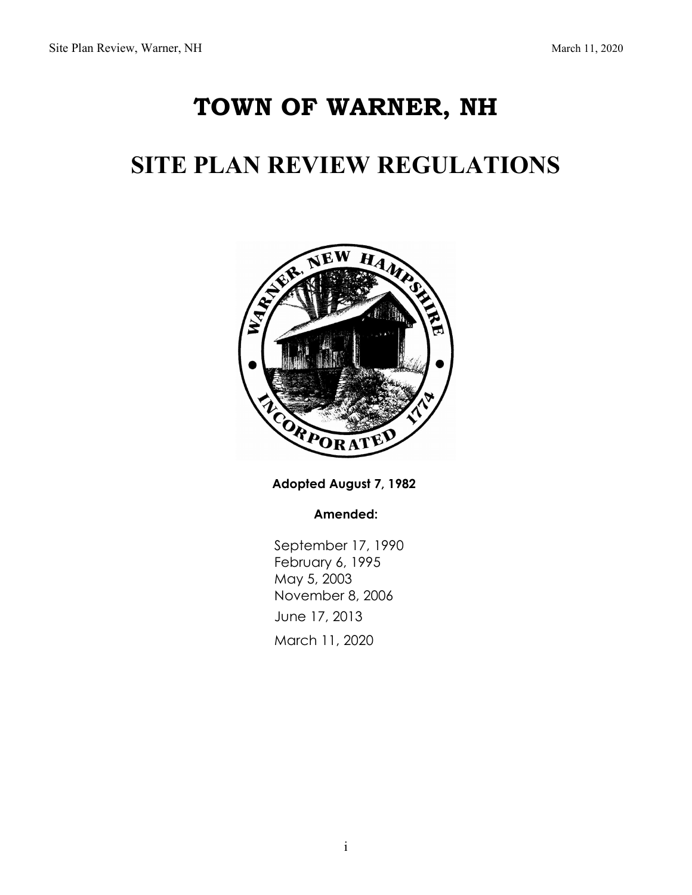# TOWN OF WARNER, NH

# SITE PLAN REVIEW REGULATIONS

**Adopted August 7, 1982**

**Amended:**

September 17, 1990
February 6, 1995
May 5, 2003
November 8, 2006
June 17, 2013
March 11, 2020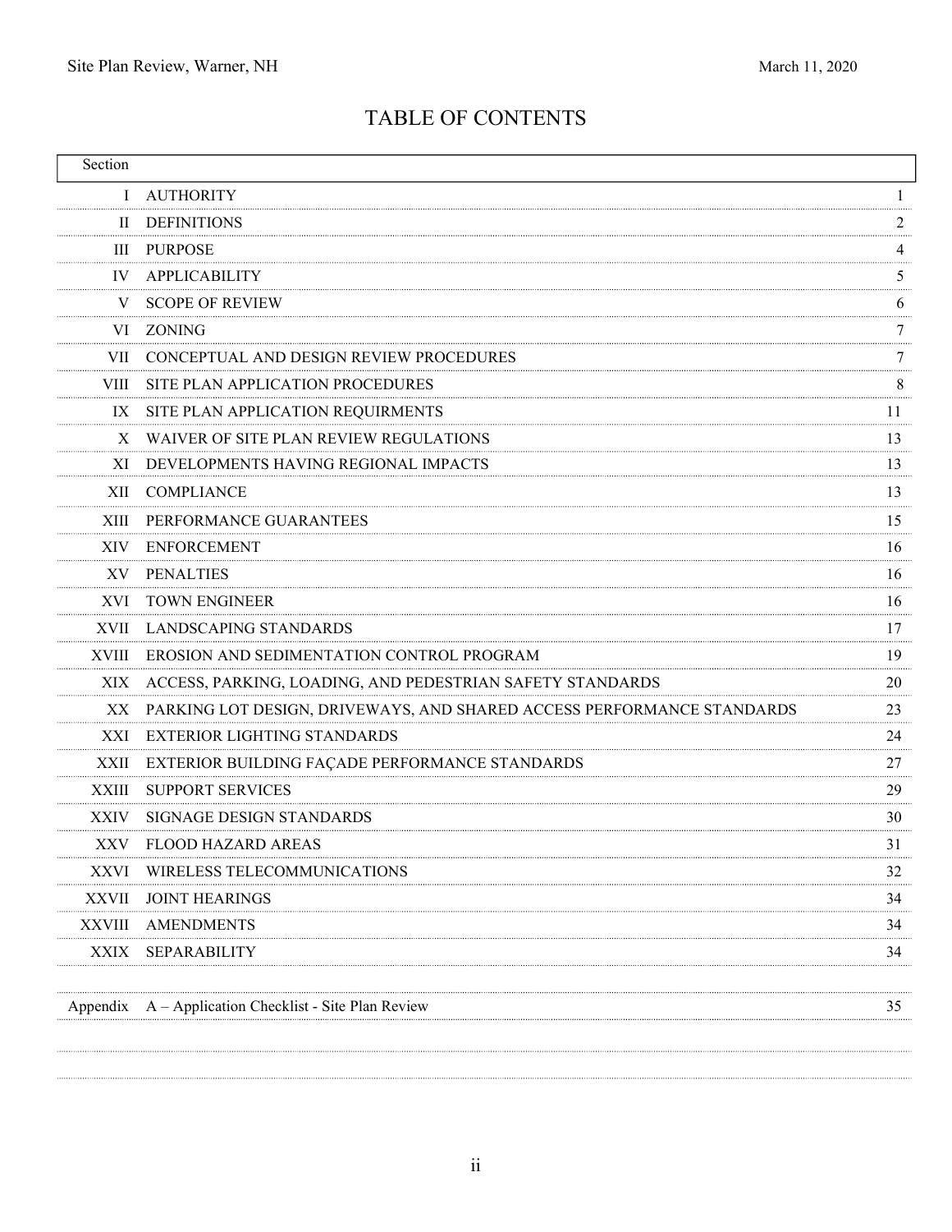# TABLE OF CONTENTS

| Section | | |
|---|---|---|
| I | AUTHORITY | 1 |
| II | DEFINITIONS | 2 |
| III | PURPOSE | 4 |
| IV | APPLICABILITY | 5 |
| V | SCOPE OF REVIEW | 6 |
| VI | ZONING | 7 |
| VII | CONCEPTUAL AND DESIGN REVIEW PROCEDURES | 7 |
| VIII | SITE PLAN APPLICATION PROCEDURES | 8 |
| IX | SITE PLAN APPLICATION REQUIRMENTS | 11 |
| X | WAIVER OF SITE PLAN REVIEW REGULATIONS | 13 |
| XI | DEVELOPMENTS HAVING REGIONAL IMPACTS | 13 |
| XII | COMPLIANCE | 13 |
| XIII | PERFORMANCE GUARANTEES | 15 |
| XIV | ENFORCEMENT | 16 |
| XV | PENALTIES | 16 |
| XVI | TOWN ENGINEER | 16 |
| XVII | LANDSCAPING STANDARDS | 17 |
| XVIII | EROSION AND SEDIMENTATION CONTROL PROGRAM | 19 |
| XIX | ACCESS, PARKING, LOADING, AND PEDESTRIAN SAFETY STANDARDS | 20 |
| XX | PARKING LOT DESIGN, DRIVEWAYS, AND SHARED ACCESS PERFORMANCE STANDARDS | 23 |
| XXI | EXTERIOR LIGHTING STANDARDS | 24 |
| XXII | EXTERIOR BUILDING FAÇADE PERFORMANCE STANDARDS | 27 |
| XXIII | SUPPORT SERVICES | 29 |
| XXIV | SIGNAGE DESIGN STANDARDS | 30 |
| XXV | FLOOD HAZARD AREAS | 31 |
| XXVI | WIRELESS TELECOMMUNICATIONS | 32 |
| XXVII | JOINT HEARINGS | 34 |
| XXVIII | AMENDMENTS | 34 |
| XXIX | SEPARABILITY | 34 |
| | | |
| Appendix | A – Application Checklist - Site Plan Review | 35 |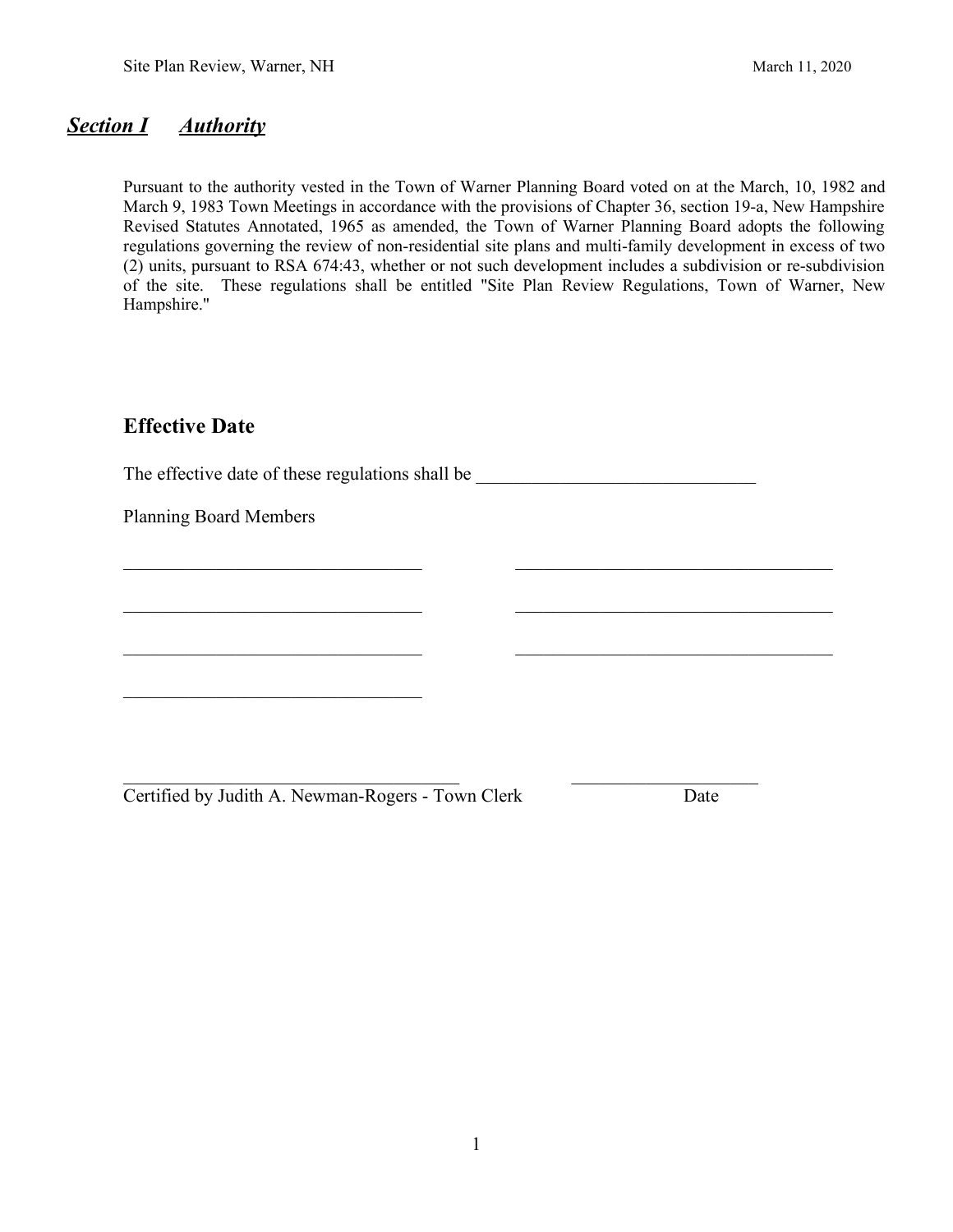## ***Section I  Authority***

Pursuant to the authority vested in the Town of Warner Planning Board voted on at the March, 10, 1982 and March 9, 1983 Town Meetings in accordance with the provisions of Chapter 36, section 19-a, New Hampshire Revised Statutes Annotated, 1965 as amended, the Town of Warner Planning Board adopts the following regulations governing the review of non-residential site plans and multi-family development in excess of two (2) units, pursuant to RSA 674:43, whether or not such development includes a subdivision or re-subdivision of the site. These regulations shall be entitled "Site Plan Review Regulations, Town of Warner, New Hampshire."

## Effective Date

The effective date of these regulations shall be ______________________________

Planning Board Members

________________________________  ________________________________

________________________________  ________________________________

________________________________  ________________________________

________________________________

____________________________________  ____________________

Certified by Judith A. Newman-Rogers - Town Clerk  Date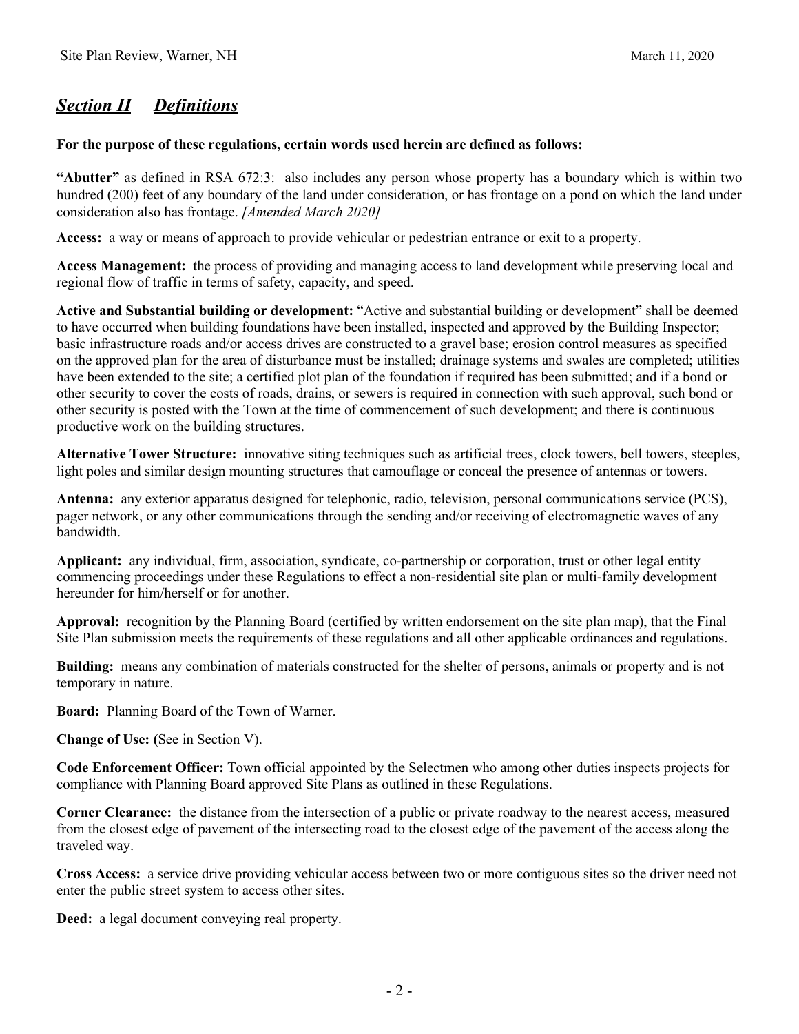## *Section II Definitions*

**For the purpose of these regulations, certain words used herein are defined as follows:**

**"Abutter"** as defined in RSA 672:3: also includes any person whose property has a boundary which is within two hundred (200) feet of any boundary of the land under consideration, or has frontage on a pond on which the land under consideration also has frontage. *[Amended March 2020]*

**Access:** a way or means of approach to provide vehicular or pedestrian entrance or exit to a property.

**Access Management:** the process of providing and managing access to land development while preserving local and regional flow of traffic in terms of safety, capacity, and speed.

**Active and Substantial building or development:** "Active and substantial building or development" shall be deemed to have occurred when building foundations have been installed, inspected and approved by the Building Inspector; basic infrastructure roads and/or access drives are constructed to a gravel base; erosion control measures as specified on the approved plan for the area of disturbance must be installed; drainage systems and swales are completed; utilities have been extended to the site; a certified plot plan of the foundation if required has been submitted; and if a bond or other security to cover the costs of roads, drains, or sewers is required in connection with such approval, such bond or other security is posted with the Town at the time of commencement of such development; and there is continuous productive work on the building structures.

**Alternative Tower Structure:** innovative siting techniques such as artificial trees, clock towers, bell towers, steeples, light poles and similar design mounting structures that camouflage or conceal the presence of antennas or towers.

**Antenna:** any exterior apparatus designed for telephonic, radio, television, personal communications service (PCS), pager network, or any other communications through the sending and/or receiving of electromagnetic waves of any bandwidth.

**Applicant:** any individual, firm, association, syndicate, co-partnership or corporation, trust or other legal entity commencing proceedings under these Regulations to effect a non-residential site plan or multi-family development hereunder for him/herself or for another.

**Approval:** recognition by the Planning Board (certified by written endorsement on the site plan map), that the Final Site Plan submission meets the requirements of these regulations and all other applicable ordinances and regulations.

**Building:** means any combination of materials constructed for the shelter of persons, animals or property and is not temporary in nature.

**Board:** Planning Board of the Town of Warner.

**Change of Use: (**See in Section V).

**Code Enforcement Officer:** Town official appointed by the Selectmen who among other duties inspects projects for compliance with Planning Board approved Site Plans as outlined in these Regulations.

**Corner Clearance:** the distance from the intersection of a public or private roadway to the nearest access, measured from the closest edge of pavement of the intersecting road to the closest edge of the pavement of the access along the traveled way.

**Cross Access:** a service drive providing vehicular access between two or more contiguous sites so the driver need not enter the public street system to access other sites.

**Deed:** a legal document conveying real property.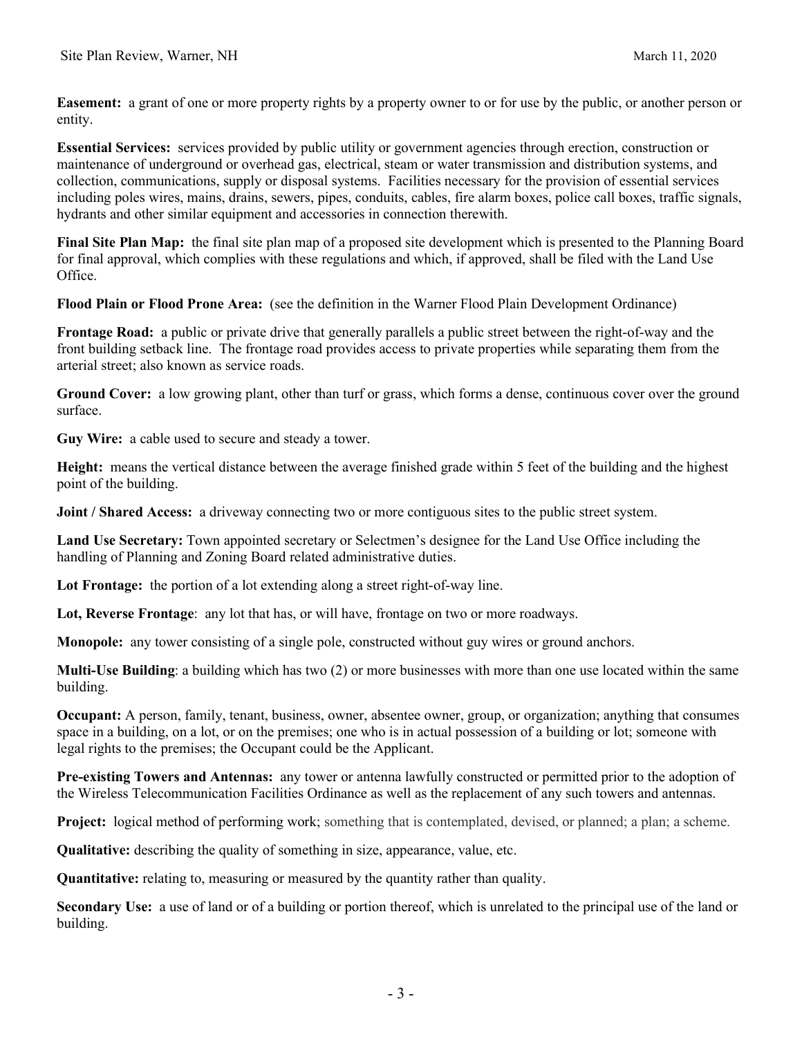**Easement:** a grant of one or more property rights by a property owner to or for use by the public, or another person or entity.

**Essential Services:** services provided by public utility or government agencies through erection, construction or maintenance of underground or overhead gas, electrical, steam or water transmission and distribution systems, and collection, communications, supply or disposal systems. Facilities necessary for the provision of essential services including poles wires, mains, drains, sewers, pipes, conduits, cables, fire alarm boxes, police call boxes, traffic signals, hydrants and other similar equipment and accessories in connection therewith.

**Final Site Plan Map:** the final site plan map of a proposed site development which is presented to the Planning Board for final approval, which complies with these regulations and which, if approved, shall be filed with the Land Use Office.

**Flood Plain or Flood Prone Area:** (see the definition in the Warner Flood Plain Development Ordinance)

**Frontage Road:** a public or private drive that generally parallels a public street between the right-of-way and the front building setback line. The frontage road provides access to private properties while separating them from the arterial street; also known as service roads.

**Ground Cover:** a low growing plant, other than turf or grass, which forms a dense, continuous cover over the ground surface.

**Guy Wire:** a cable used to secure and steady a tower.

**Height:** means the vertical distance between the average finished grade within 5 feet of the building and the highest point of the building.

**Joint / Shared Access:** a driveway connecting two or more contiguous sites to the public street system.

**Land Use Secretary:** Town appointed secretary or Selectmen's designee for the Land Use Office including the handling of Planning and Zoning Board related administrative duties.

**Lot Frontage:** the portion of a lot extending along a street right-of-way line.

**Lot, Reverse Frontage**: any lot that has, or will have, frontage on two or more roadways.

**Monopole:** any tower consisting of a single pole, constructed without guy wires or ground anchors.

**Multi-Use Building**: a building which has two (2) or more businesses with more than one use located within the same building.

**Occupant:** A person, family, tenant, business, owner, absentee owner, group, or organization; anything that consumes space in a building, on a lot, or on the premises; one who is in actual possession of a building or lot; someone with legal rights to the premises; the Occupant could be the Applicant.

**Pre-existing Towers and Antennas:** any tower or antenna lawfully constructed or permitted prior to the adoption of the Wireless Telecommunication Facilities Ordinance as well as the replacement of any such towers and antennas.

**Project:** logical method of performing work; something that is contemplated, devised, or planned; a plan; a scheme.

**Qualitative:** describing the quality of something in size, appearance, value, etc.

**Quantitative:** relating to, measuring or measured by the quantity rather than quality.

**Secondary Use:** a use of land or of a building or portion thereof, which is unrelated to the principal use of the land or building.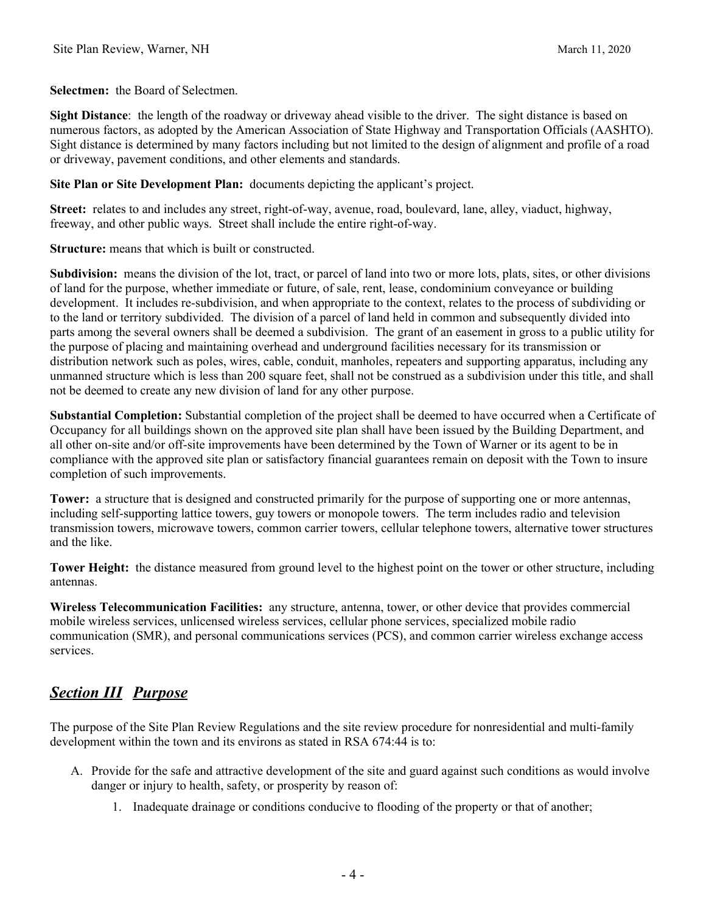**Selectmen:** the Board of Selectmen.

**Sight Distance**: the length of the roadway or driveway ahead visible to the driver. The sight distance is based on numerous factors, as adopted by the American Association of State Highway and Transportation Officials (AASHTO). Sight distance is determined by many factors including but not limited to the design of alignment and profile of a road or driveway, pavement conditions, and other elements and standards.

**Site Plan or Site Development Plan:** documents depicting the applicant's project.

**Street:** relates to and includes any street, right-of-way, avenue, road, boulevard, lane, alley, viaduct, highway, freeway, and other public ways. Street shall include the entire right-of-way.

**Structure:** means that which is built or constructed.

**Subdivision:** means the division of the lot, tract, or parcel of land into two or more lots, plats, sites, or other divisions of land for the purpose, whether immediate or future, of sale, rent, lease, condominium conveyance or building development. It includes re-subdivision, and when appropriate to the context, relates to the process of subdividing or to the land or territory subdivided. The division of a parcel of land held in common and subsequently divided into parts among the several owners shall be deemed a subdivision. The grant of an easement in gross to a public utility for the purpose of placing and maintaining overhead and underground facilities necessary for its transmission or distribution network such as poles, wires, cable, conduit, manholes, repeaters and supporting apparatus, including any unmanned structure which is less than 200 square feet, shall not be construed as a subdivision under this title, and shall not be deemed to create any new division of land for any other purpose.

**Substantial Completion:** Substantial completion of the project shall be deemed to have occurred when a Certificate of Occupancy for all buildings shown on the approved site plan shall have been issued by the Building Department, and all other on-site and/or off-site improvements have been determined by the Town of Warner or its agent to be in compliance with the approved site plan or satisfactory financial guarantees remain on deposit with the Town to insure completion of such improvements.

**Tower:** a structure that is designed and constructed primarily for the purpose of supporting one or more antennas, including self-supporting lattice towers, guy towers or monopole towers. The term includes radio and television transmission towers, microwave towers, common carrier towers, cellular telephone towers, alternative tower structures and the like.

**Tower Height:** the distance measured from ground level to the highest point on the tower or other structure, including antennas.

**Wireless Telecommunication Facilities:** any structure, antenna, tower, or other device that provides commercial mobile wireless services, unlicensed wireless services, cellular phone services, specialized mobile radio communication (SMR), and personal communications services (PCS), and common carrier wireless exchange access services.

## ***Section III Purpose***

The purpose of the Site Plan Review Regulations and the site review procedure for nonresidential and multi-family development within the town and its environs as stated in RSA 674:44 is to:

A. Provide for the safe and attractive development of the site and guard against such conditions as would involve danger or injury to health, safety, or prosperity by reason of:

    1. Inadequate drainage or conditions conducive to flooding of the property or that of another;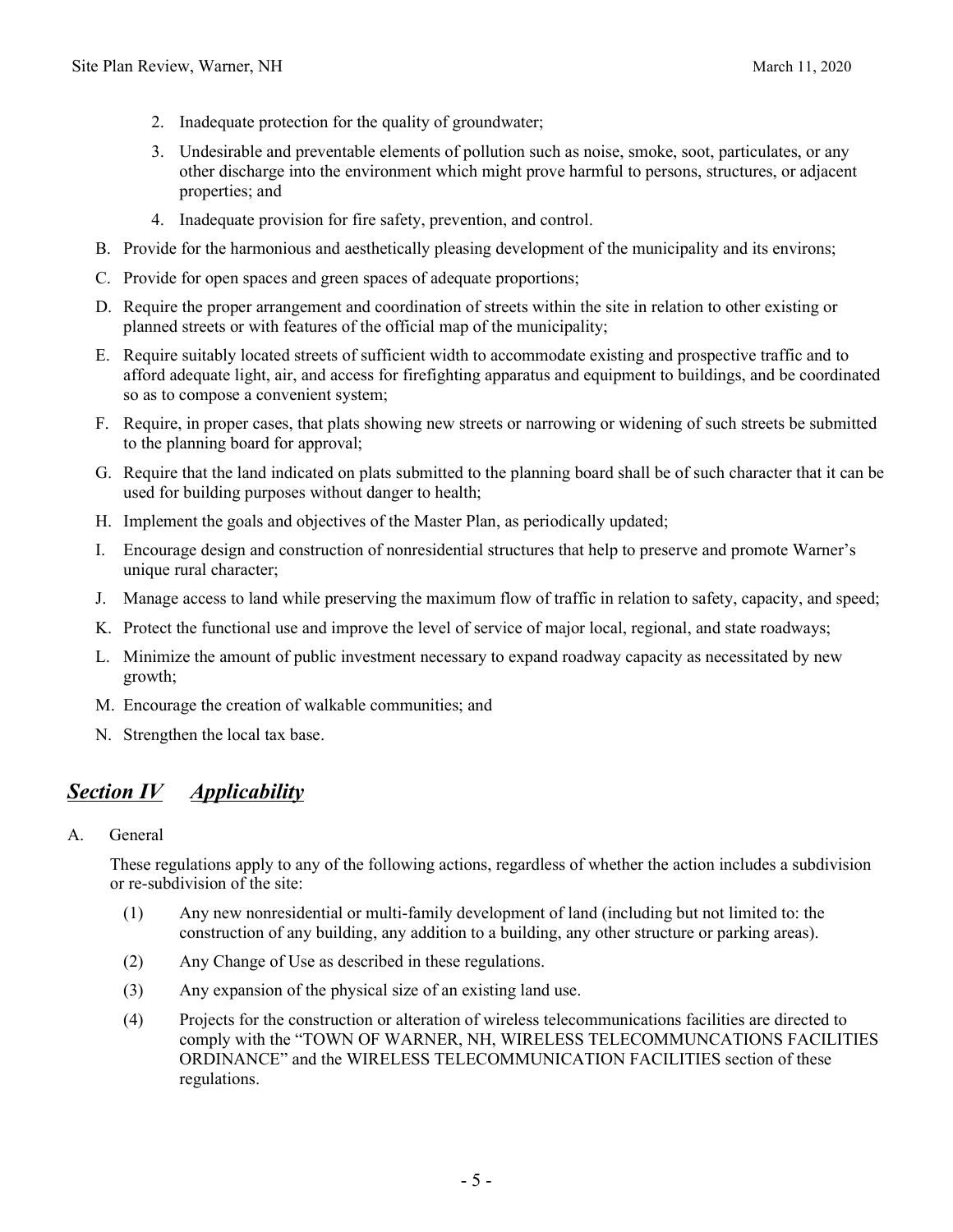2. Inadequate protection for the quality of groundwater;
3. Undesirable and preventable elements of pollution such as noise, smoke, soot, particulates, or any other discharge into the environment which might prove harmful to persons, structures, or adjacent properties; and
4. Inadequate provision for fire safety, prevention, and control.

B. Provide for the harmonious and aesthetically pleasing development of the municipality and its environs;

C. Provide for open spaces and green spaces of adequate proportions;

D. Require the proper arrangement and coordination of streets within the site in relation to other existing or planned streets or with features of the official map of the municipality;

E. Require suitably located streets of sufficient width to accommodate existing and prospective traffic and to afford adequate light, air, and access for firefighting apparatus and equipment to buildings, and be coordinated so as to compose a convenient system;

F. Require, in proper cases, that plats showing new streets or narrowing or widening of such streets be submitted to the planning board for approval;

G. Require that the land indicated on plats submitted to the planning board shall be of such character that it can be used for building purposes without danger to health;

H. Implement the goals and objectives of the Master Plan, as periodically updated;

I. Encourage design and construction of nonresidential structures that help to preserve and promote Warner's unique rural character;

J. Manage access to land while preserving the maximum flow of traffic in relation to safety, capacity, and speed;

K. Protect the functional use and improve the level of service of major local, regional, and state roadways;

L. Minimize the amount of public investment necessary to expand roadway capacity as necessitated by new growth;

M. Encourage the creation of walkable communities; and

N. Strengthen the local tax base.

## ***Section IV Applicability***

A. General

These regulations apply to any of the following actions, regardless of whether the action includes a subdivision or re-subdivision of the site:

(1) Any new nonresidential or multi-family development of land (including but not limited to: the construction of any building, any addition to a building, any other structure or parking areas).

(2) Any Change of Use as described in these regulations.

(3) Any expansion of the physical size of an existing land use.

(4) Projects for the construction or alteration of wireless telecommunications facilities are directed to comply with the "TOWN OF WARNER, NH, WIRELESS TELECOMMUNCATIONS FACILITIES ORDINANCE" and the WIRELESS TELECOMMUNICATION FACILITIES section of these regulations.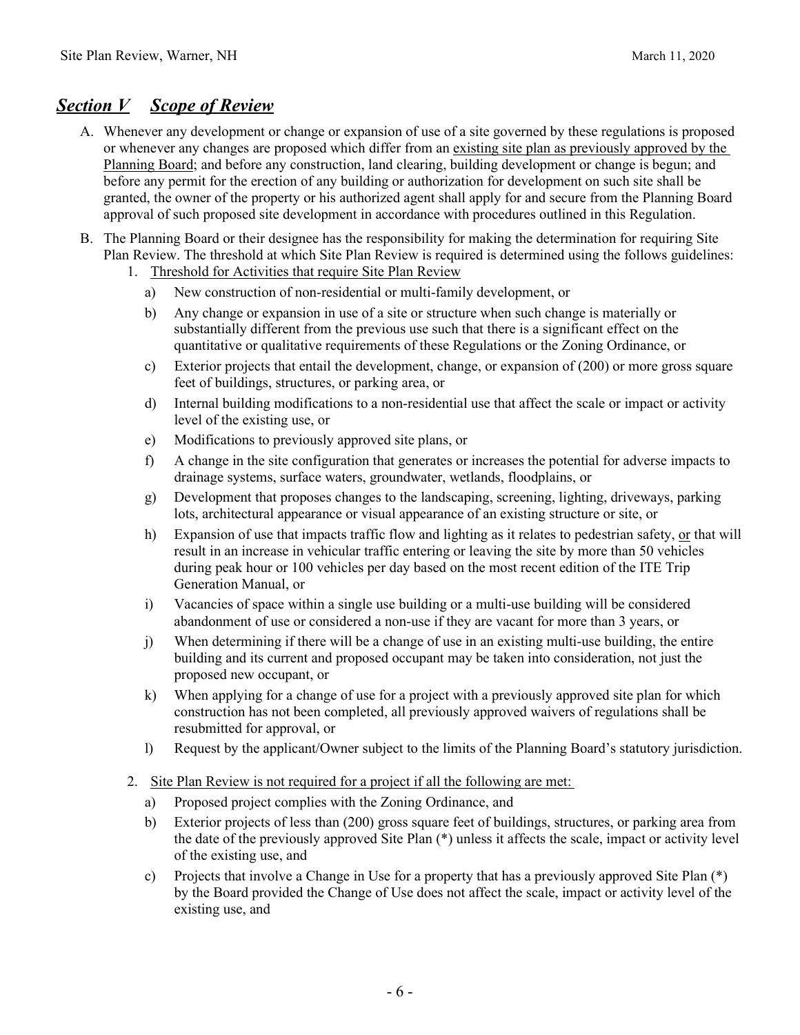## ***Section V Scope of Review***

A. Whenever any development or change or expansion of use of a site governed by these regulations is proposed or whenever any changes are proposed which differ from an existing site plan as previously approved by the Planning Board; and before any construction, land clearing, building development or change is begun; and before any permit for the erection of any building or authorization for development on such site shall be granted, the owner of the property or his authorized agent shall apply for and secure from the Planning Board approval of such proposed site development in accordance with procedures outlined in this Regulation.

B. The Planning Board or their designee has the responsibility for making the determination for requiring Site Plan Review. The threshold at which Site Plan Review is required is determined using the follows guidelines:

   1. Threshold for Activities that require Site Plan Review

      a) New construction of non-residential or multi-family development, or

      b) Any change or expansion in use of a site or structure when such change is materially or substantially different from the previous use such that there is a significant effect on the quantitative or qualitative requirements of these Regulations or the Zoning Ordinance, or

      c) Exterior projects that entail the development, change, or expansion of (200) or more gross square feet of buildings, structures, or parking area, or

      d) Internal building modifications to a non-residential use that affect the scale or impact or activity level of the existing use, or

      e) Modifications to previously approved site plans, or

      f) A change in the site configuration that generates or increases the potential for adverse impacts to drainage systems, surface waters, groundwater, wetlands, floodplains, or

      g) Development that proposes changes to the landscaping, screening, lighting, driveways, parking lots, architectural appearance or visual appearance of an existing structure or site, or

      h) Expansion of use that impacts traffic flow and lighting as it relates to pedestrian safety, or that will result in an increase in vehicular traffic entering or leaving the site by more than 50 vehicles during peak hour or 100 vehicles per day based on the most recent edition of the ITE Trip Generation Manual, or

      i) Vacancies of space within a single use building or a multi-use building will be considered abandonment of use or considered a non-use if they are vacant for more than 3 years, or

      j) When determining if there will be a change of use in an existing multi-use building, the entire building and its current and proposed occupant may be taken into consideration, not just the proposed new occupant, or

      k) When applying for a change of use for a project with a previously approved site plan for which construction has not been completed, all previously approved waivers of regulations shall be resubmitted for approval, or

      l) Request by the applicant/Owner subject to the limits of the Planning Board's statutory jurisdiction.

   2. Site Plan Review is not required for a project if all the following are met:

      a) Proposed project complies with the Zoning Ordinance, and

      b) Exterior projects of less than (200) gross square feet of buildings, structures, or parking area from the date of the previously approved Site Plan (*) unless it affects the scale, impact or activity level of the existing use, and

      c) Projects that involve a Change in Use for a property that has a previously approved Site Plan (*) by the Board provided the Change of Use does not affect the scale, impact or activity level of the existing use, and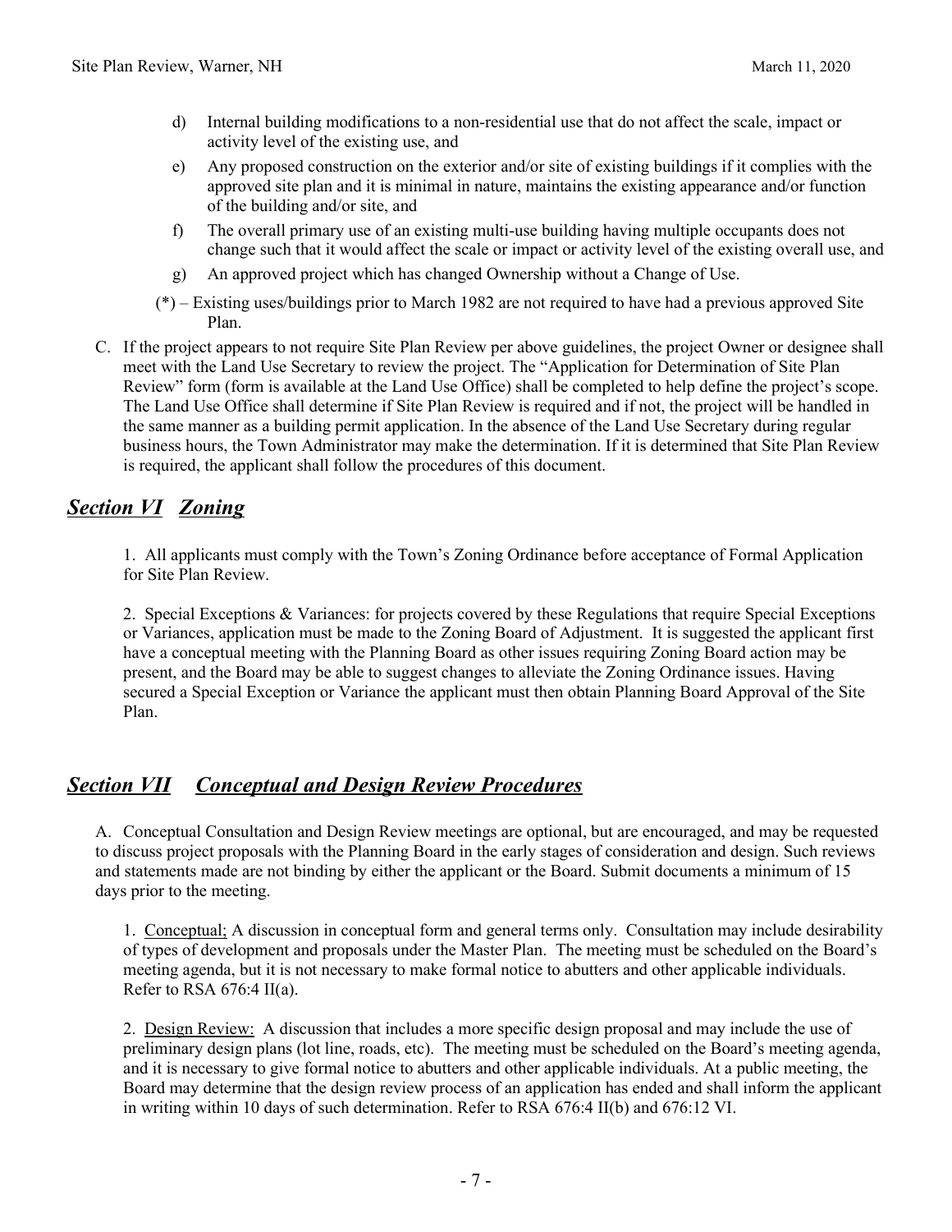d) Internal building modifications to a non-residential use that do not affect the scale, impact or activity level of the existing use, and

e) Any proposed construction on the exterior and/or site of existing buildings if it complies with the approved site plan and it is minimal in nature, maintains the existing appearance and/or function of the building and/or site, and

f) The overall primary use of an existing multi-use building having multiple occupants does not change such that it would affect the scale or impact or activity level of the existing overall use, and

g) An approved project which has changed Ownership without a Change of Use.

(*) – Existing uses/buildings prior to March 1982 are not required to have had a previous approved Site Plan.

C. If the project appears to not require Site Plan Review per above guidelines, the project Owner or designee shall meet with the Land Use Secretary to review the project. The "Application for Determination of Site Plan Review" form (form is available at the Land Use Office) shall be completed to help define the project's scope. The Land Use Office shall determine if Site Plan Review is required and if not, the project will be handled in the same manner as a building permit application. In the absence of the Land Use Secretary during regular business hours, the Town Administrator may make the determination. If it is determined that Site Plan Review is required, the applicant shall follow the procedures of this document.

## ***Section VI Zoning***

1. All applicants must comply with the Town's Zoning Ordinance before acceptance of Formal Application for Site Plan Review.

2. Special Exceptions & Variances: for projects covered by these Regulations that require Special Exceptions or Variances, application must be made to the Zoning Board of Adjustment. It is suggested the applicant first have a conceptual meeting with the Planning Board as other issues requiring Zoning Board action may be present, and the Board may be able to suggest changes to alleviate the Zoning Ordinance issues. Having secured a Special Exception or Variance the applicant must then obtain Planning Board Approval of the Site Plan.

## ***Section VII Conceptual and Design Review Procedures***

A. Conceptual Consultation and Design Review meetings are optional, but are encouraged, and may be requested to discuss project proposals with the Planning Board in the early stages of consideration and design. Such reviews and statements made are not binding by either the applicant or the Board. Submit documents a minimum of 15 days prior to the meeting.

1. Conceptual; A discussion in conceptual form and general terms only. Consultation may include desirability of types of development and proposals under the Master Plan. The meeting must be scheduled on the Board's meeting agenda, but it is not necessary to make formal notice to abutters and other applicable individuals. Refer to RSA 676:4 II(a).

2. Design Review: A discussion that includes a more specific design proposal and may include the use of preliminary design plans (lot line, roads, etc). The meeting must be scheduled on the Board's meeting agenda, and it is necessary to give formal notice to abutters and other applicable individuals. At a public meeting, the Board may determine that the design review process of an application has ended and shall inform the applicant in writing within 10 days of such determination. Refer to RSA 676:4 II(b) and 676:12 VI.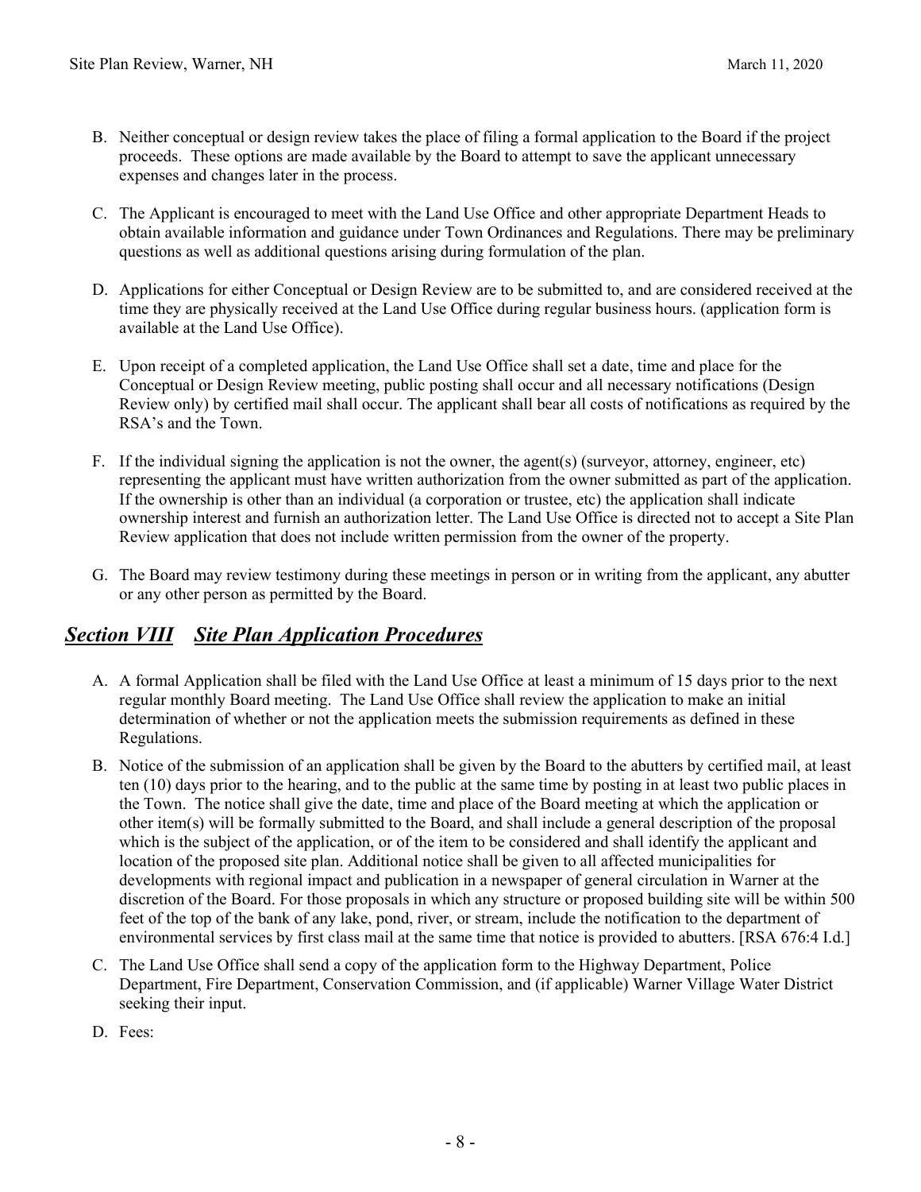B. Neither conceptual or design review takes the place of filing a formal application to the Board if the project proceeds. These options are made available by the Board to attempt to save the applicant unnecessary expenses and changes later in the process.

C. The Applicant is encouraged to meet with the Land Use Office and other appropriate Department Heads to obtain available information and guidance under Town Ordinances and Regulations. There may be preliminary questions as well as additional questions arising during formulation of the plan.

D. Applications for either Conceptual or Design Review are to be submitted to, and are considered received at the time they are physically received at the Land Use Office during regular business hours. (application form is available at the Land Use Office).

E. Upon receipt of a completed application, the Land Use Office shall set a date, time and place for the Conceptual or Design Review meeting, public posting shall occur and all necessary notifications (Design Review only) by certified mail shall occur. The applicant shall bear all costs of notifications as required by the RSA's and the Town.

F. If the individual signing the application is not the owner, the agent(s) (surveyor, attorney, engineer, etc) representing the applicant must have written authorization from the owner submitted as part of the application. If the ownership is other than an individual (a corporation or trustee, etc) the application shall indicate ownership interest and furnish an authorization letter. The Land Use Office is directed not to accept a Site Plan Review application that does not include written permission from the owner of the property.

G. The Board may review testimony during these meetings in person or in writing from the applicant, any abutter or any other person as permitted by the Board.

## ***Section VIII Site Plan Application Procedures***

A. A formal Application shall be filed with the Land Use Office at least a minimum of 15 days prior to the next regular monthly Board meeting. The Land Use Office shall review the application to make an initial determination of whether or not the application meets the submission requirements as defined in these Regulations.

B. Notice of the submission of an application shall be given by the Board to the abutters by certified mail, at least ten (10) days prior to the hearing, and to the public at the same time by posting in at least two public places in the Town. The notice shall give the date, time and place of the Board meeting at which the application or other item(s) will be formally submitted to the Board, and shall include a general description of the proposal which is the subject of the application, or of the item to be considered and shall identify the applicant and location of the proposed site plan. Additional notice shall be given to all affected municipalities for developments with regional impact and publication in a newspaper of general circulation in Warner at the discretion of the Board. For those proposals in which any structure or proposed building site will be within 500 feet of the top of the bank of any lake, pond, river, or stream, include the notification to the department of environmental services by first class mail at the same time that notice is provided to abutters. [RSA 676:4 I.d.]

C. The Land Use Office shall send a copy of the application form to the Highway Department, Police Department, Fire Department, Conservation Commission, and (if applicable) Warner Village Water District seeking their input.

D. Fees: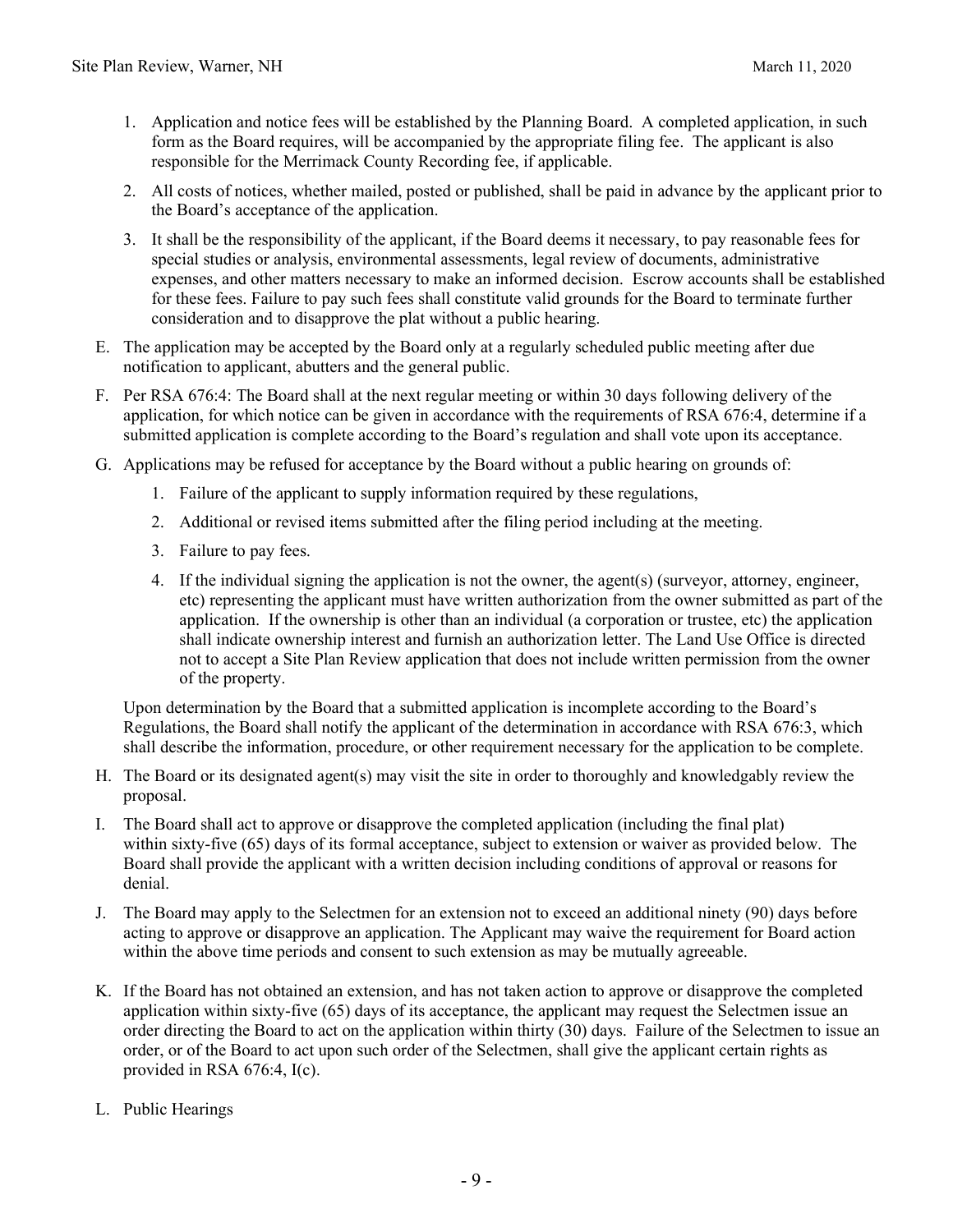1. Application and notice fees will be established by the Planning Board. A completed application, in such form as the Board requires, will be accompanied by the appropriate filing fee. The applicant is also responsible for the Merrimack County Recording fee, if applicable.
2. All costs of notices, whether mailed, posted or published, shall be paid in advance by the applicant prior to the Board's acceptance of the application.
3. It shall be the responsibility of the applicant, if the Board deems it necessary, to pay reasonable fees for special studies or analysis, environmental assessments, legal review of documents, administrative expenses, and other matters necessary to make an informed decision. Escrow accounts shall be established for these fees. Failure to pay such fees shall constitute valid grounds for the Board to terminate further consideration and to disapprove the plat without a public hearing.

E. The application may be accepted by the Board only at a regularly scheduled public meeting after due notification to applicant, abutters and the general public.

F. Per RSA 676:4: The Board shall at the next regular meeting or within 30 days following delivery of the application, for which notice can be given in accordance with the requirements of RSA 676:4, determine if a submitted application is complete according to the Board's regulation and shall vote upon its acceptance.

G. Applications may be refused for acceptance by the Board without a public hearing on grounds of:

1. Failure of the applicant to supply information required by these regulations,
2. Additional or revised items submitted after the filing period including at the meeting.
3. Failure to pay fees.
4. If the individual signing the application is not the owner, the agent(s) (surveyor, attorney, engineer, etc) representing the applicant must have written authorization from the owner submitted as part of the application. If the ownership is other than an individual (a corporation or trustee, etc) the application shall indicate ownership interest and furnish an authorization letter. The Land Use Office is directed not to accept a Site Plan Review application that does not include written permission from the owner of the property.

Upon determination by the Board that a submitted application is incomplete according to the Board's Regulations, the Board shall notify the applicant of the determination in accordance with RSA 676:3, which shall describe the information, procedure, or other requirement necessary for the application to be complete.

H. The Board or its designated agent(s) may visit the site in order to thoroughly and knowledgably review the proposal.

I. The Board shall act to approve or disapprove the completed application (including the final plat) within sixty-five (65) days of its formal acceptance, subject to extension or waiver as provided below. The Board shall provide the applicant with a written decision including conditions of approval or reasons for denial.

J. The Board may apply to the Selectmen for an extension not to exceed an additional ninety (90) days before acting to approve or disapprove an application. The Applicant may waive the requirement for Board action within the above time periods and consent to such extension as may be mutually agreeable.

K. If the Board has not obtained an extension, and has not taken action to approve or disapprove the completed application within sixty-five (65) days of its acceptance, the applicant may request the Selectmen issue an order directing the Board to act on the application within thirty (30) days. Failure of the Selectmen to issue an order, or of the Board to act upon such order of the Selectmen, shall give the applicant certain rights as provided in RSA 676:4, I(c).

L. Public Hearings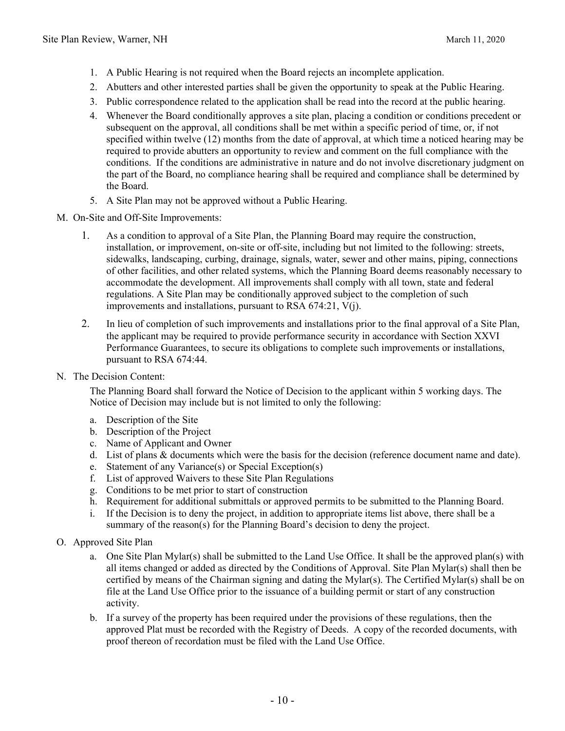1. A Public Hearing is not required when the Board rejects an incomplete application.
2. Abutters and other interested parties shall be given the opportunity to speak at the Public Hearing.
3. Public correspondence related to the application shall be read into the record at the public hearing.
4. Whenever the Board conditionally approves a site plan, placing a condition or conditions precedent or subsequent on the approval, all conditions shall be met within a specific period of time, or, if not specified within twelve (12) months from the date of approval, at which time a noticed hearing may be required to provide abutters an opportunity to review and comment on the full compliance with the conditions. If the conditions are administrative in nature and do not involve discretionary judgment on the part of the Board, no compliance hearing shall be required and compliance shall be determined by the Board.
5. A Site Plan may not be approved without a Public Hearing.

M. On-Site and Off-Site Improvements:

1. As a condition to approval of a Site Plan, the Planning Board may require the construction, installation, or improvement, on-site or off-site, including but not limited to the following: streets, sidewalks, landscaping, curbing, drainage, signals, water, sewer and other mains, piping, connections of other facilities, and other related systems, which the Planning Board deems reasonably necessary to accommodate the development. All improvements shall comply with all town, state and federal regulations. A Site Plan may be conditionally approved subject to the completion of such improvements and installations, pursuant to RSA 674:21, V(j).
2. In lieu of completion of such improvements and installations prior to the final approval of a Site Plan, the applicant may be required to provide performance security in accordance with Section XXVI Performance Guarantees, to secure its obligations to complete such improvements or installations, pursuant to RSA 674:44.

N. The Decision Content:

The Planning Board shall forward the Notice of Decision to the applicant within 5 working days. The Notice of Decision may include but is not limited to only the following:

a. Description of the Site
b. Description of the Project
c. Name of Applicant and Owner
d. List of plans & documents which were the basis for the decision (reference document name and date).
e. Statement of any Variance(s) or Special Exception(s)
f. List of approved Waivers to these Site Plan Regulations
g. Conditions to be met prior to start of construction
h. Requirement for additional submittals or approved permits to be submitted to the Planning Board.
i. If the Decision is to deny the project, in addition to appropriate items list above, there shall be a summary of the reason(s) for the Planning Board's decision to deny the project.

O. Approved Site Plan

a. One Site Plan Mylar(s) shall be submitted to the Land Use Office. It shall be the approved plan(s) with all items changed or added as directed by the Conditions of Approval. Site Plan Mylar(s) shall then be certified by means of the Chairman signing and dating the Mylar(s). The Certified Mylar(s) shall be on file at the Land Use Office prior to the issuance of a building permit or start of any construction activity.
b. If a survey of the property has been required under the provisions of these regulations, then the approved Plat must be recorded with the Registry of Deeds. A copy of the recorded documents, with proof thereon of recordation must be filed with the Land Use Office.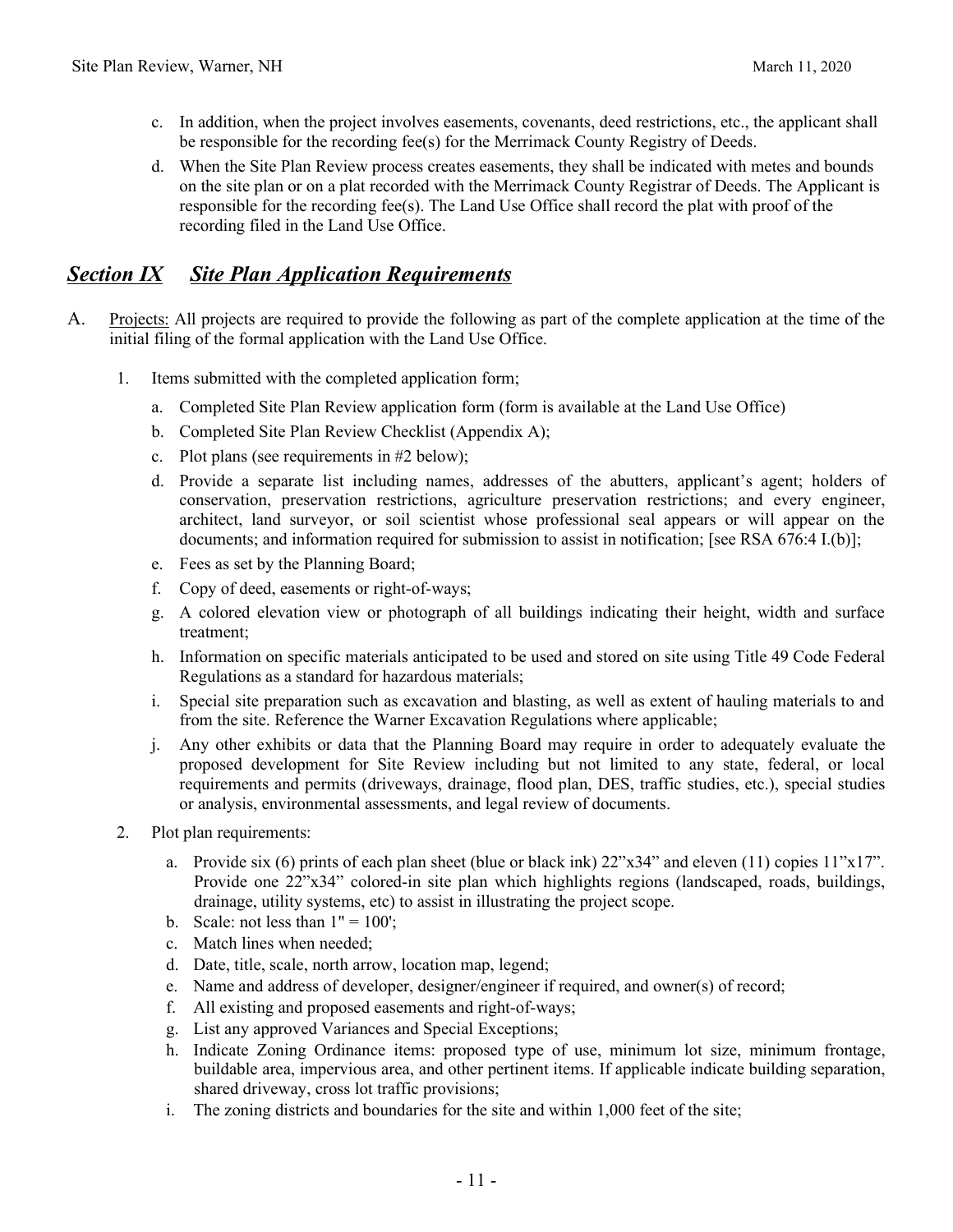c. In addition, when the project involves easements, covenants, deed restrictions, etc., the applicant shall be responsible for the recording fee(s) for the Merrimack County Registry of Deeds.

d. When the Site Plan Review process creates easements, they shall be indicated with metes and bounds on the site plan or on a plat recorded with the Merrimack County Registrar of Deeds. The Applicant is responsible for the recording fee(s). The Land Use Office shall record the plat with proof of the recording filed in the Land Use Office.

## ***Section IX Site Plan Application Requirements***

A. Projects: All projects are required to provide the following as part of the complete application at the time of the initial filing of the formal application with the Land Use Office.

1. Items submitted with the completed application form;

   a. Completed Site Plan Review application form (form is available at the Land Use Office)

   b. Completed Site Plan Review Checklist (Appendix A);

   c. Plot plans (see requirements in #2 below);

   d. Provide a separate list including names, addresses of the abutters, applicant's agent; holders of conservation, preservation restrictions, agriculture preservation restrictions; and every engineer, architect, land surveyor, or soil scientist whose professional seal appears or will appear on the documents; and information required for submission to assist in notification; [see RSA 676:4 I.(b)];

   e. Fees as set by the Planning Board;

   f. Copy of deed, easements or right-of-ways;

   g. A colored elevation view or photograph of all buildings indicating their height, width and surface treatment;

   h. Information on specific materials anticipated to be used and stored on site using Title 49 Code Federal Regulations as a standard for hazardous materials;

   i. Special site preparation such as excavation and blasting, as well as extent of hauling materials to and from the site. Reference the Warner Excavation Regulations where applicable;

   j. Any other exhibits or data that the Planning Board may require in order to adequately evaluate the proposed development for Site Review including but not limited to any state, federal, or local requirements and permits (driveways, drainage, flood plan, DES, traffic studies, etc.), special studies or analysis, environmental assessments, and legal review of documents.

2. Plot plan requirements:

   a. Provide six (6) prints of each plan sheet (blue or black ink) 22"x34" and eleven (11) copies 11"x17". Provide one 22"x34" colored-in site plan which highlights regions (landscaped, roads, buildings, drainage, utility systems, etc) to assist in illustrating the project scope.

   b. Scale: not less than 1" = 100';

   c. Match lines when needed;

   d. Date, title, scale, north arrow, location map, legend;

   e. Name and address of developer, designer/engineer if required, and owner(s) of record;

   f. All existing and proposed easements and right-of-ways;

   g. List any approved Variances and Special Exceptions;

   h. Indicate Zoning Ordinance items: proposed type of use, minimum lot size, minimum frontage, buildable area, impervious area, and other pertinent items. If applicable indicate building separation, shared driveway, cross lot traffic provisions;

   i. The zoning districts and boundaries for the site and within 1,000 feet of the site;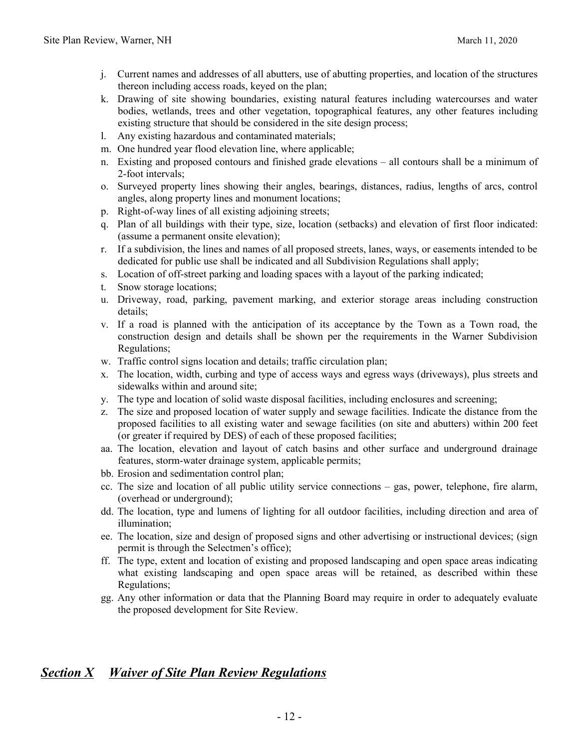j. Current names and addresses of all abutters, use of abutting properties, and location of the structures thereon including access roads, keyed on the plan;
k. Drawing of site showing boundaries, existing natural features including watercourses and water bodies, wetlands, trees and other vegetation, topographical features, any other features including existing structure that should be considered in the site design process;
l. Any existing hazardous and contaminated materials;
m. One hundred year flood elevation line, where applicable;
n. Existing and proposed contours and finished grade elevations – all contours shall be a minimum of 2-foot intervals;
o. Surveyed property lines showing their angles, bearings, distances, radius, lengths of arcs, control angles, along property lines and monument locations;
p. Right-of-way lines of all existing adjoining streets;
q. Plan of all buildings with their type, size, location (setbacks) and elevation of first floor indicated: (assume a permanent onsite elevation);
r. If a subdivision, the lines and names of all proposed streets, lanes, ways, or easements intended to be dedicated for public use shall be indicated and all Subdivision Regulations shall apply;
s. Location of off-street parking and loading spaces with a layout of the parking indicated;
t. Snow storage locations;
u. Driveway, road, parking, pavement marking, and exterior storage areas including construction details;
v. If a road is planned with the anticipation of its acceptance by the Town as a Town road, the construction design and details shall be shown per the requirements in the Warner Subdivision Regulations;
w. Traffic control signs location and details; traffic circulation plan;
x. The location, width, curbing and type of access ways and egress ways (driveways), plus streets and sidewalks within and around site;
y. The type and location of solid waste disposal facilities, including enclosures and screening;
z. The size and proposed location of water supply and sewage facilities. Indicate the distance from the proposed facilities to all existing water and sewage facilities (on site and abutters) within 200 feet (or greater if required by DES) of each of these proposed facilities;
aa. The location, elevation and layout of catch basins and other surface and underground drainage features, storm-water drainage system, applicable permits;
bb. Erosion and sedimentation control plan;
cc. The size and location of all public utility service connections – gas, power, telephone, fire alarm, (overhead or underground);
dd. The location, type and lumens of lighting for all outdoor facilities, including direction and area of illumination;
ee. The location, size and design of proposed signs and other advertising or instructional devices; (sign permit is through the Selectmen's office);
ff. The type, extent and location of existing and proposed landscaping and open space areas indicating what existing landscaping and open space areas will be retained, as described within these Regulations;
gg. Any other information or data that the Planning Board may require in order to adequately evaluate the proposed development for Site Review.

## ***Section X Waiver of Site Plan Review Regulations***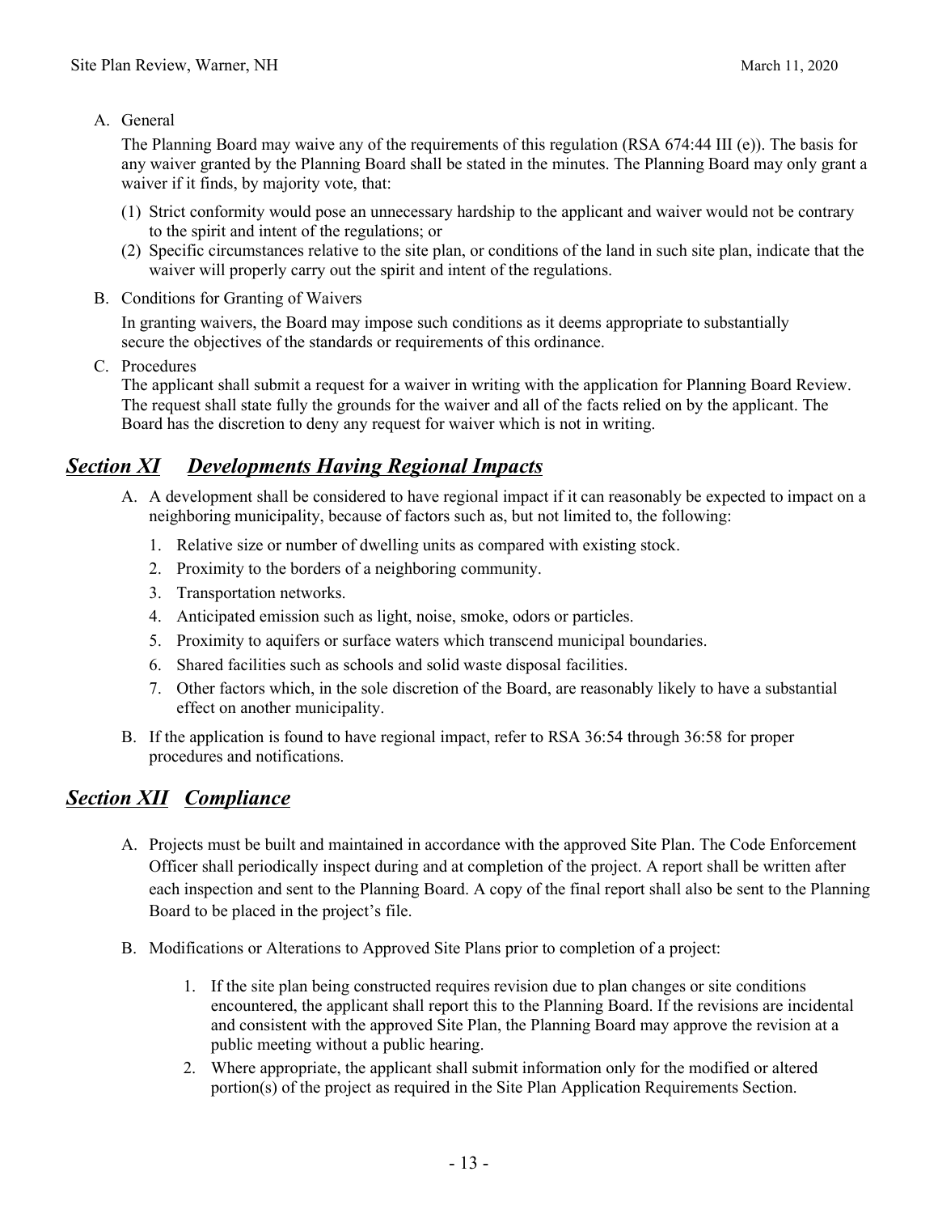A. General

The Planning Board may waive any of the requirements of this regulation (RSA 674:44 III (e)). The basis for any waiver granted by the Planning Board shall be stated in the minutes. The Planning Board may only grant a waiver if it finds, by majority vote, that:

(1) Strict conformity would pose an unnecessary hardship to the applicant and waiver would not be contrary to the spirit and intent of the regulations; or
(2) Specific circumstances relative to the site plan, or conditions of the land in such site plan, indicate that the waiver will properly carry out the spirit and intent of the regulations.

B. Conditions for Granting of Waivers

In granting waivers, the Board may impose such conditions as it deems appropriate to substantially secure the objectives of the standards or requirements of this ordinance.

C. Procedures

The applicant shall submit a request for a waiver in writing with the application for Planning Board Review. The request shall state fully the grounds for the waiver and all of the facts relied on by the applicant. The Board has the discretion to deny any request for waiver which is not in writing.

## ***Section XI Developments Having Regional Impacts***

A. A development shall be considered to have regional impact if it can reasonably be expected to impact on a neighboring municipality, because of factors such as, but not limited to, the following:

1. Relative size or number of dwelling units as compared with existing stock.
2. Proximity to the borders of a neighboring community.
3. Transportation networks.
4. Anticipated emission such as light, noise, smoke, odors or particles.
5. Proximity to aquifers or surface waters which transcend municipal boundaries.
6. Shared facilities such as schools and solid waste disposal facilities.
7. Other factors which, in the sole discretion of the Board, are reasonably likely to have a substantial effect on another municipality.

B. If the application is found to have regional impact, refer to RSA 36:54 through 36:58 for proper procedures and notifications.

## ***Section XII Compliance***

A. Projects must be built and maintained in accordance with the approved Site Plan. The Code Enforcement Officer shall periodically inspect during and at completion of the project. A report shall be written after each inspection and sent to the Planning Board. A copy of the final report shall also be sent to the Planning Board to be placed in the project's file.

B. Modifications or Alterations to Approved Site Plans prior to completion of a project:

1. If the site plan being constructed requires revision due to plan changes or site conditions encountered, the applicant shall report this to the Planning Board. If the revisions are incidental and consistent with the approved Site Plan, the Planning Board may approve the revision at a public meeting without a public hearing.
2. Where appropriate, the applicant shall submit information only for the modified or altered portion(s) of the project as required in the Site Plan Application Requirements Section.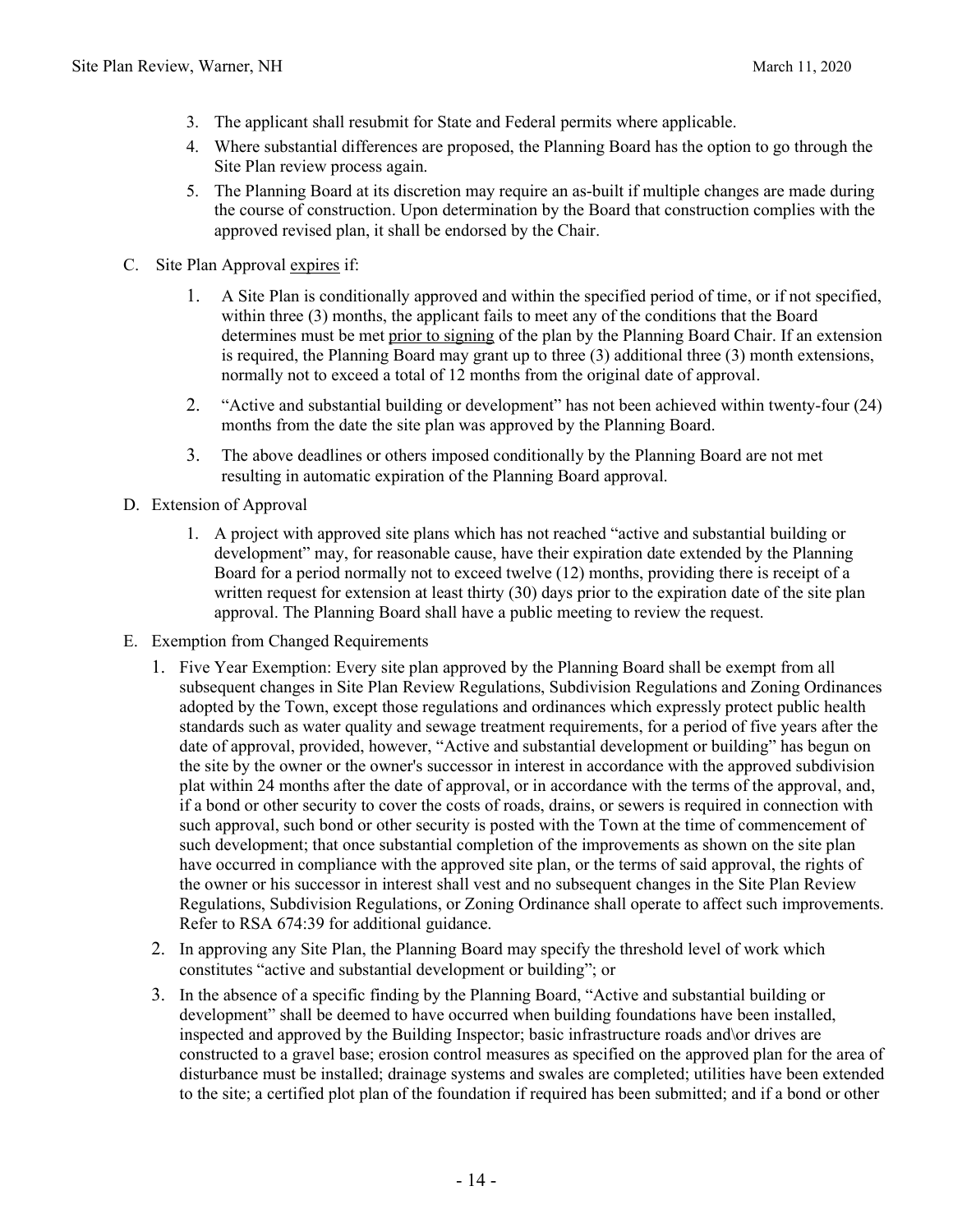3. The applicant shall resubmit for State and Federal permits where applicable.
4. Where substantial differences are proposed, the Planning Board has the option to go through the Site Plan review process again.
5. The Planning Board at its discretion may require an as-built if multiple changes are made during the course of construction. Upon determination by the Board that construction complies with the approved revised plan, it shall be endorsed by the Chair.

C. Site Plan Approval <u>expires</u> if:

1. A Site Plan is conditionally approved and within the specified period of time, or if not specified, within three (3) months, the applicant fails to meet any of the conditions that the Board determines must be met <u>prior to signing</u> of the plan by the Planning Board Chair. If an extension is required, the Planning Board may grant up to three (3) additional three (3) month extensions, normally not to exceed a total of 12 months from the original date of approval.
2. "Active and substantial building or development" has not been achieved within twenty-four (24) months from the date the site plan was approved by the Planning Board.
3. The above deadlines or others imposed conditionally by the Planning Board are not met resulting in automatic expiration of the Planning Board approval.

D. Extension of Approval

1. A project with approved site plans which has not reached "active and substantial building or development" may, for reasonable cause, have their expiration date extended by the Planning Board for a period normally not to exceed twelve (12) months, providing there is receipt of a written request for extension at least thirty (30) days prior to the expiration date of the site plan approval. The Planning Board shall have a public meeting to review the request.

E. Exemption from Changed Requirements

1. Five Year Exemption: Every site plan approved by the Planning Board shall be exempt from all subsequent changes in Site Plan Review Regulations, Subdivision Regulations and Zoning Ordinances adopted by the Town, except those regulations and ordinances which expressly protect public health standards such as water quality and sewage treatment requirements, for a period of five years after the date of approval, provided, however, "Active and substantial development or building" has begun on the site by the owner or the owner's successor in interest in accordance with the approved subdivision plat within 24 months after the date of approval, or in accordance with the terms of the approval, and, if a bond or other security to cover the costs of roads, drains, or sewers is required in connection with such approval, such bond or other security is posted with the Town at the time of commencement of such development; that once substantial completion of the improvements as shown on the site plan have occurred in compliance with the approved site plan, or the terms of said approval, the rights of the owner or his successor in interest shall vest and no subsequent changes in the Site Plan Review Regulations, Subdivision Regulations, or Zoning Ordinance shall operate to affect such improvements. Refer to RSA 674:39 for additional guidance.
2. In approving any Site Plan, the Planning Board may specify the threshold level of work which constitutes "active and substantial development or building"; or
3. In the absence of a specific finding by the Planning Board, "Active and substantial building or development" shall be deemed to have occurred when building foundations have been installed, inspected and approved by the Building Inspector; basic infrastructure roads and\or drives are constructed to a gravel base; erosion control measures as specified on the approved plan for the area of disturbance must be installed; drainage systems and swales are completed; utilities have been extended to the site; a certified plot plan of the foundation if required has been submitted; and if a bond or other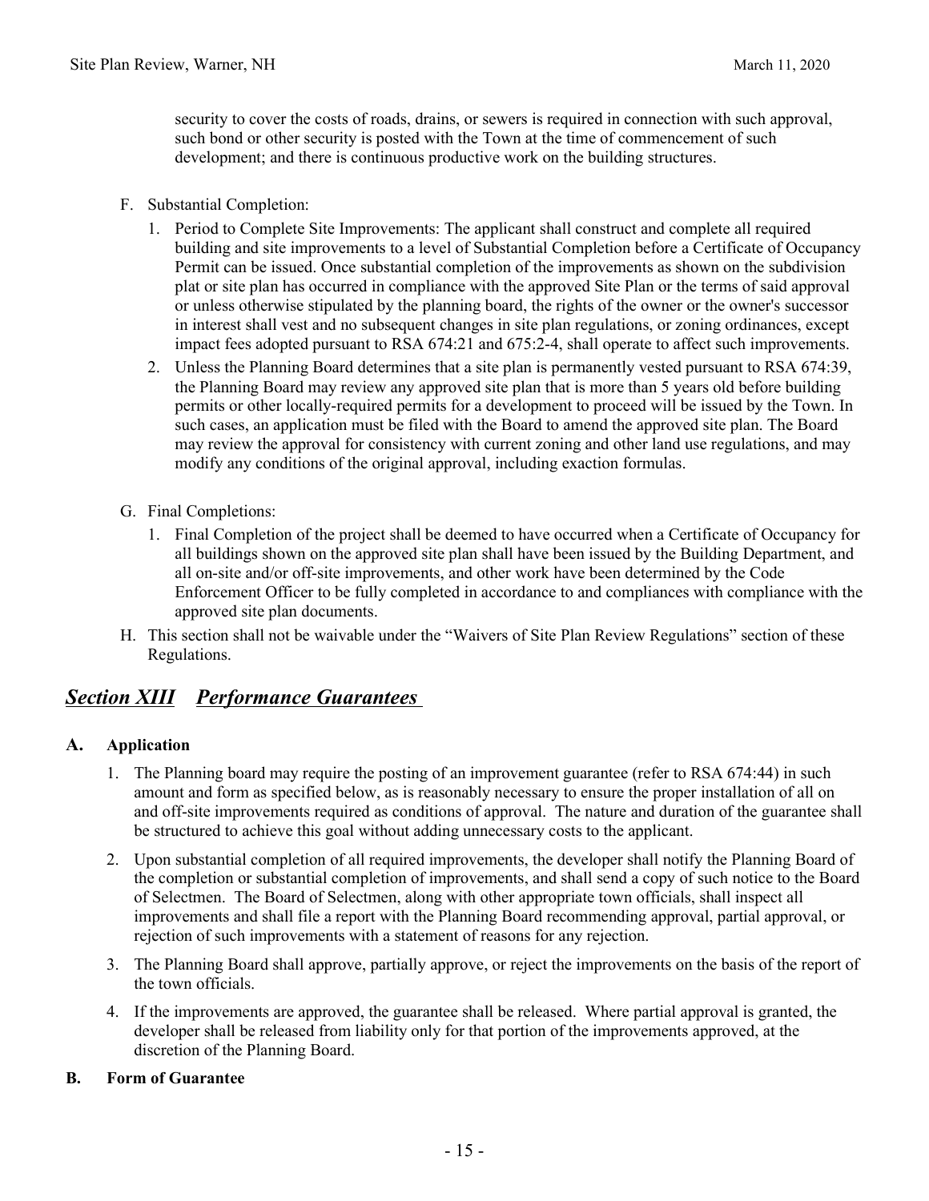security to cover the costs of roads, drains, or sewers is required in connection with such approval, such bond or other security is posted with the Town at the time of commencement of such development; and there is continuous productive work on the building structures.

F. Substantial Completion:

1. Period to Complete Site Improvements: The applicant shall construct and complete all required building and site improvements to a level of Substantial Completion before a Certificate of Occupancy Permit can be issued. Once substantial completion of the improvements as shown on the subdivision plat or site plan has occurred in compliance with the approved Site Plan or the terms of said approval or unless otherwise stipulated by the planning board, the rights of the owner or the owner's successor in interest shall vest and no subsequent changes in site plan regulations, or zoning ordinances, except impact fees adopted pursuant to RSA 674:21 and 675:2-4, shall operate to affect such improvements.
2. Unless the Planning Board determines that a site plan is permanently vested pursuant to RSA 674:39, the Planning Board may review any approved site plan that is more than 5 years old before building permits or other locally-required permits for a development to proceed will be issued by the Town. In such cases, an application must be filed with the Board to amend the approved site plan. The Board may review the approval for consistency with current zoning and other land use regulations, and may modify any conditions of the original approval, including exaction formulas.

G. Final Completions:

1. Final Completion of the project shall be deemed to have occurred when a Certificate of Occupancy for all buildings shown on the approved site plan shall have been issued by the Building Department, and all on-site and/or off-site improvements, and other work have been determined by the Code Enforcement Officer to be fully completed in accordance to and compliances with compliance with the approved site plan documents.

H. This section shall not be waivable under the "Waivers of Site Plan Review Regulations" section of these Regulations.

## ***Section XIII Performance Guarantees***

### A. Application

1. The Planning board may require the posting of an improvement guarantee (refer to RSA 674:44) in such amount and form as specified below, as is reasonably necessary to ensure the proper installation of all on and off-site improvements required as conditions of approval. The nature and duration of the guarantee shall be structured to achieve this goal without adding unnecessary costs to the applicant.
2. Upon substantial completion of all required improvements, the developer shall notify the Planning Board of the completion or substantial completion of improvements, and shall send a copy of such notice to the Board of Selectmen. The Board of Selectmen, along with other appropriate town officials, shall inspect all improvements and shall file a report with the Planning Board recommending approval, partial approval, or rejection of such improvements with a statement of reasons for any rejection.
3. The Planning Board shall approve, partially approve, or reject the improvements on the basis of the report of the town officials.
4. If the improvements are approved, the guarantee shall be released. Where partial approval is granted, the developer shall be released from liability only for that portion of the improvements approved, at the discretion of the Planning Board.

### B. Form of Guarantee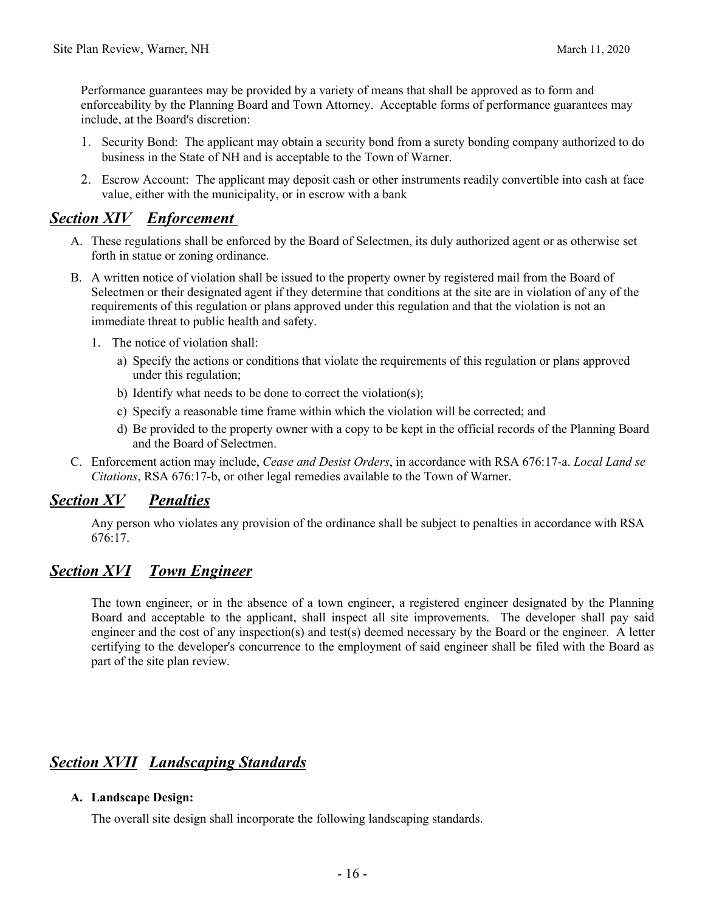Performance guarantees may be provided by a variety of means that shall be approved as to form and enforceability by the Planning Board and Town Attorney. Acceptable forms of performance guarantees may include, at the Board's discretion:

1. Security Bond: The applicant may obtain a security bond from a surety bonding company authorized to do business in the State of NH and is acceptable to the Town of Warner.
2. Escrow Account: The applicant may deposit cash or other instruments readily convertible into cash at face value, either with the municipality, or in escrow with a bank

## ***Section XIV Enforcement***

A. These regulations shall be enforced by the Board of Selectmen, its duly authorized agent or as otherwise set forth in statue or zoning ordinance.

B. A written notice of violation shall be issued to the property owner by registered mail from the Board of Selectmen or their designated agent if they determine that conditions at the site are in violation of any of the requirements of this regulation or plans approved under this regulation and that the violation is not an immediate threat to public health and safety.

   1. The notice of violation shall:
      a) Specify the actions or conditions that violate the requirements of this regulation or plans approved under this regulation;
      b) Identify what needs to be done to correct the violation(s);
      c) Specify a reasonable time frame within which the violation will be corrected; and
      d) Be provided to the property owner with a copy to be kept in the official records of the Planning Board and the Board of Selectmen.

C. Enforcement action may include, *Cease and Desist Orders*, in accordance with RSA 676:17-a. *Local Land se Citations*, RSA 676:17-b, or other legal remedies available to the Town of Warner.

## ***Section XV Penalties***

Any person who violates any provision of the ordinance shall be subject to penalties in accordance with RSA 676:17.

## ***Section XVI Town Engineer***

The town engineer, or in the absence of a town engineer, a registered engineer designated by the Planning Board and acceptable to the applicant, shall inspect all site improvements. The developer shall pay said engineer and the cost of any inspection(s) and test(s) deemed necessary by the Board or the engineer. A letter certifying to the developer's concurrence to the employment of said engineer shall be filed with the Board as part of the site plan review.

## ***Section XVII Landscaping Standards***

**A. Landscape Design:**

The overall site design shall incorporate the following landscaping standards.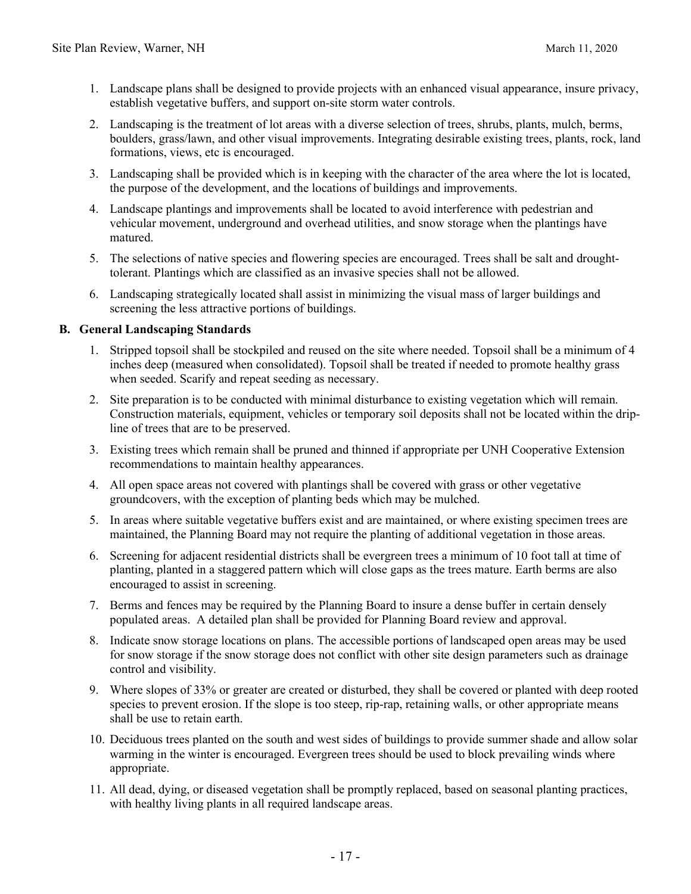1. Landscape plans shall be designed to provide projects with an enhanced visual appearance, insure privacy, establish vegetative buffers, and support on-site storm water controls.
2. Landscaping is the treatment of lot areas with a diverse selection of trees, shrubs, plants, mulch, berms, boulders, grass/lawn, and other visual improvements. Integrating desirable existing trees, plants, rock, land formations, views, etc is encouraged.
3. Landscaping shall be provided which is in keeping with the character of the area where the lot is located, the purpose of the development, and the locations of buildings and improvements.
4. Landscape plantings and improvements shall be located to avoid interference with pedestrian and vehicular movement, underground and overhead utilities, and snow storage when the plantings have matured.
5. The selections of native species and flowering species are encouraged. Trees shall be salt and drought-tolerant. Plantings which are classified as an invasive species shall not be allowed.
6. Landscaping strategically located shall assist in minimizing the visual mass of larger buildings and screening the less attractive portions of buildings.

### B. General Landscaping Standards

1. Stripped topsoil shall be stockpiled and reused on the site where needed. Topsoil shall be a minimum of 4 inches deep (measured when consolidated). Topsoil shall be treated if needed to promote healthy grass when seeded. Scarify and repeat seeding as necessary.
2. Site preparation is to be conducted with minimal disturbance to existing vegetation which will remain. Construction materials, equipment, vehicles or temporary soil deposits shall not be located within the drip-line of trees that are to be preserved.
3. Existing trees which remain shall be pruned and thinned if appropriate per UNH Cooperative Extension recommendations to maintain healthy appearances.
4. All open space areas not covered with plantings shall be covered with grass or other vegetative groundcovers, with the exception of planting beds which may be mulched.
5. In areas where suitable vegetative buffers exist and are maintained, or where existing specimen trees are maintained, the Planning Board may not require the planting of additional vegetation in those areas.
6. Screening for adjacent residential districts shall be evergreen trees a minimum of 10 foot tall at time of planting, planted in a staggered pattern which will close gaps as the trees mature. Earth berms are also encouraged to assist in screening.
7. Berms and fences may be required by the Planning Board to insure a dense buffer in certain densely populated areas. A detailed plan shall be provided for Planning Board review and approval.
8. Indicate snow storage locations on plans. The accessible portions of landscaped open areas may be used for snow storage if the snow storage does not conflict with other site design parameters such as drainage control and visibility.
9. Where slopes of 33% or greater are created or disturbed, they shall be covered or planted with deep rooted species to prevent erosion. If the slope is too steep, rip-rap, retaining walls, or other appropriate means shall be use to retain earth.
10. Deciduous trees planted on the south and west sides of buildings to provide summer shade and allow solar warming in the winter is encouraged. Evergreen trees should be used to block prevailing winds where appropriate.
11. All dead, dying, or diseased vegetation shall be promptly replaced, based on seasonal planting practices, with healthy living plants in all required landscape areas.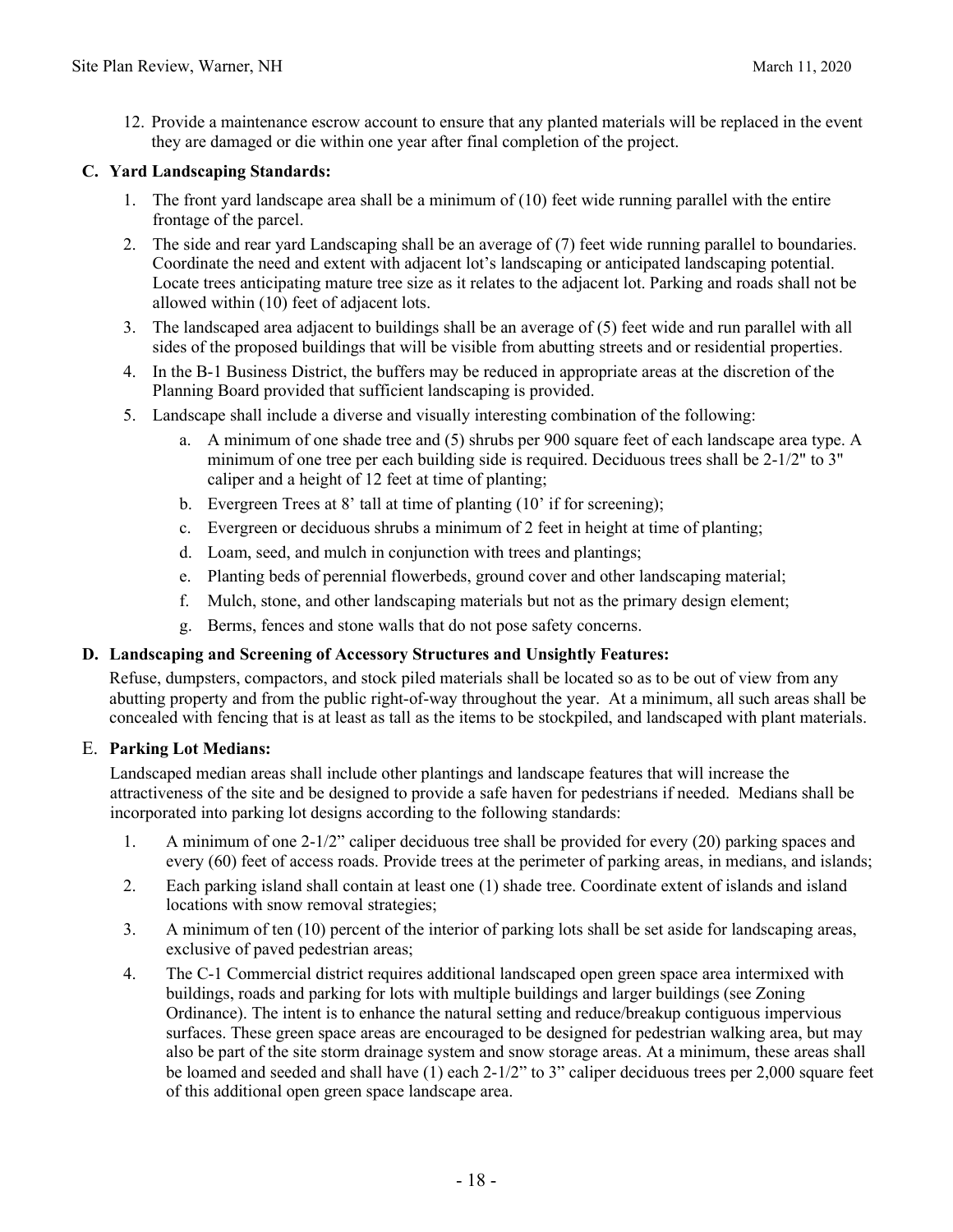12. Provide a maintenance escrow account to ensure that any planted materials will be replaced in the event they are damaged or die within one year after final completion of the project.

### C. Yard Landscaping Standards:

1. The front yard landscape area shall be a minimum of (10) feet wide running parallel with the entire frontage of the parcel.
2. The side and rear yard Landscaping shall be an average of (7) feet wide running parallel to boundaries. Coordinate the need and extent with adjacent lot's landscaping or anticipated landscaping potential. Locate trees anticipating mature tree size as it relates to the adjacent lot. Parking and roads shall not be allowed within (10) feet of adjacent lots.
3. The landscaped area adjacent to buildings shall be an average of (5) feet wide and run parallel with all sides of the proposed buildings that will be visible from abutting streets and or residential properties.
4. In the B-1 Business District, the buffers may be reduced in appropriate areas at the discretion of the Planning Board provided that sufficient landscaping is provided.
5. Landscape shall include a diverse and visually interesting combination of the following:
   a. A minimum of one shade tree and (5) shrubs per 900 square feet of each landscape area type. A minimum of one tree per each building side is required. Deciduous trees shall be 2-1/2" to 3" caliper and a height of 12 feet at time of planting;
   b. Evergreen Trees at 8' tall at time of planting (10' if for screening);
   c. Evergreen or deciduous shrubs a minimum of 2 feet in height at time of planting;
   d. Loam, seed, and mulch in conjunction with trees and plantings;
   e. Planting beds of perennial flowerbeds, ground cover and other landscaping material;
   f. Mulch, stone, and other landscaping materials but not as the primary design element;
   g. Berms, fences and stone walls that do not pose safety concerns.

### D. Landscaping and Screening of Accessory Structures and Unsightly Features:

Refuse, dumpsters, compactors, and stock piled materials shall be located so as to be out of view from any abutting property and from the public right-of-way throughout the year. At a minimum, all such areas shall be concealed with fencing that is at least as tall as the items to be stockpiled, and landscaped with plant materials.

### E. Parking Lot Medians:

Landscaped median areas shall include other plantings and landscape features that will increase the attractiveness of the site and be designed to provide a safe haven for pedestrians if needed. Medians shall be incorporated into parking lot designs according to the following standards:

1. A minimum of one 2-1/2" caliper deciduous tree shall be provided for every (20) parking spaces and every (60) feet of access roads. Provide trees at the perimeter of parking areas, in medians, and islands;
2. Each parking island shall contain at least one (1) shade tree. Coordinate extent of islands and island locations with snow removal strategies;
3. A minimum of ten (10) percent of the interior of parking lots shall be set aside for landscaping areas, exclusive of paved pedestrian areas;
4. The C-1 Commercial district requires additional landscaped open green space area intermixed with buildings, roads and parking for lots with multiple buildings and larger buildings (see Zoning Ordinance). The intent is to enhance the natural setting and reduce/breakup contiguous impervious surfaces. These green space areas are encouraged to be designed for pedestrian walking area, but may also be part of the site storm drainage system and snow storage areas. At a minimum, these areas shall be loamed and seeded and shall have (1) each 2-1/2" to 3" caliper deciduous trees per 2,000 square feet of this additional open green space landscape area.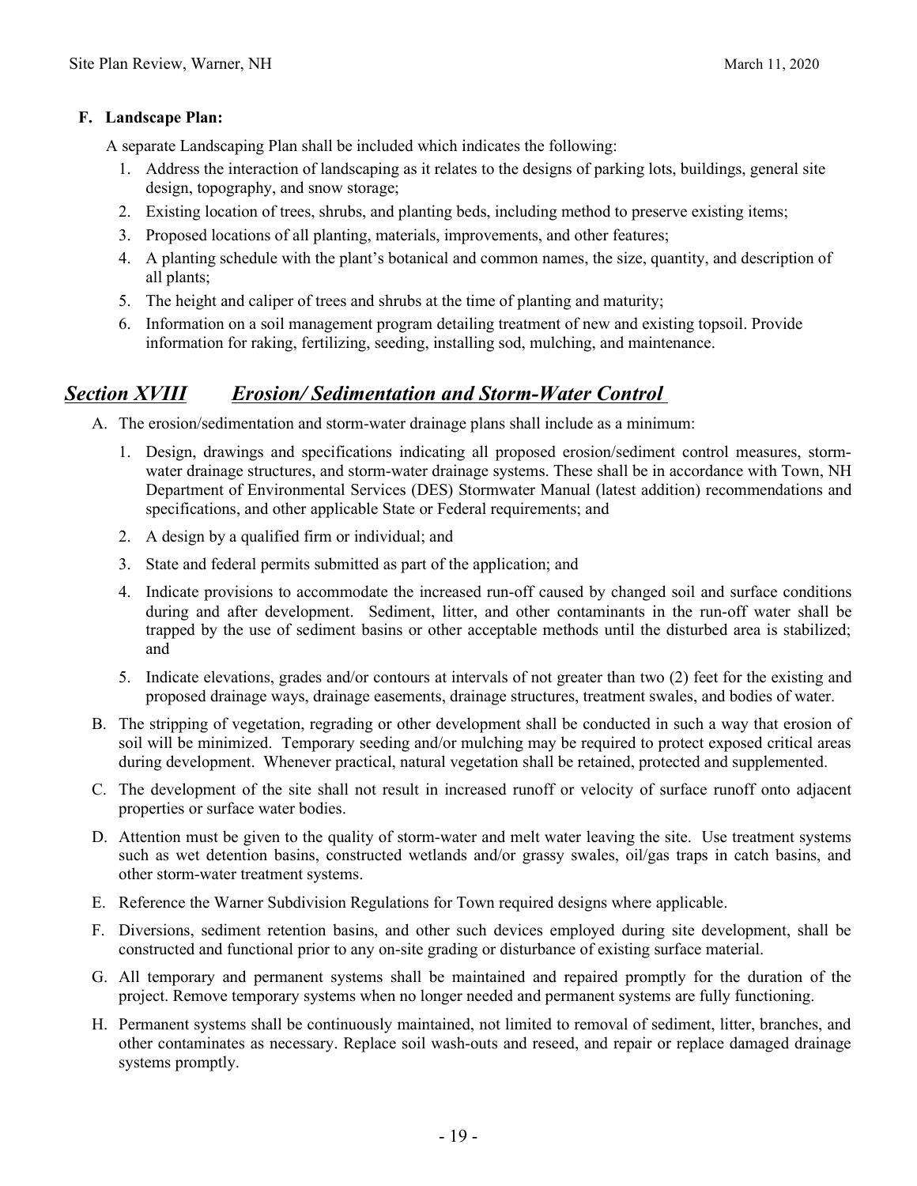**F. Landscape Plan:**

A separate Landscaping Plan shall be included which indicates the following:

1. Address the interaction of landscaping as it relates to the designs of parking lots, buildings, general site design, topography, and snow storage;
2. Existing location of trees, shrubs, and planting beds, including method to preserve existing items;
3. Proposed locations of all planting, materials, improvements, and other features;
4. A planting schedule with the plant's botanical and common names, the size, quantity, and description of all plants;
5. The height and caliper of trees and shrubs at the time of planting and maturity;
6. Information on a soil management program detailing treatment of new and existing topsoil. Provide information for raking, fertilizing, seeding, installing sod, mulching, and maintenance.

## *Section XVIII Erosion/ Sedimentation and Storm-Water Control*

A. The erosion/sedimentation and storm-water drainage plans shall include as a minimum:

   1. Design, drawings and specifications indicating all proposed erosion/sediment control measures, storm-water drainage structures, and storm-water drainage systems. These shall be in accordance with Town, NH Department of Environmental Services (DES) Stormwater Manual (latest addition) recommendations and specifications, and other applicable State or Federal requirements; and
   2. A design by a qualified firm or individual; and
   3. State and federal permits submitted as part of the application; and
   4. Indicate provisions to accommodate the increased run-off caused by changed soil and surface conditions during and after development. Sediment, litter, and other contaminants in the run-off water shall be trapped by the use of sediment basins or other acceptable methods until the disturbed area is stabilized; and
   5. Indicate elevations, grades and/or contours at intervals of not greater than two (2) feet for the existing and proposed drainage ways, drainage easements, drainage structures, treatment swales, and bodies of water.

B. The stripping of vegetation, regrading or other development shall be conducted in such a way that erosion of soil will be minimized. Temporary seeding and/or mulching may be required to protect exposed critical areas during development. Whenever practical, natural vegetation shall be retained, protected and supplemented.

C. The development of the site shall not result in increased runoff or velocity of surface runoff onto adjacent properties or surface water bodies.

D. Attention must be given to the quality of storm-water and melt water leaving the site. Use treatment systems such as wet detention basins, constructed wetlands and/or grassy swales, oil/gas traps in catch basins, and other storm-water treatment systems.

E. Reference the Warner Subdivision Regulations for Town required designs where applicable.

F. Diversions, sediment retention basins, and other such devices employed during site development, shall be constructed and functional prior to any on-site grading or disturbance of existing surface material.

G. All temporary and permanent systems shall be maintained and repaired promptly for the duration of the project. Remove temporary systems when no longer needed and permanent systems are fully functioning.

H. Permanent systems shall be continuously maintained, not limited to removal of sediment, litter, branches, and other contaminates as necessary. Replace soil wash-outs and reseed, and repair or replace damaged drainage systems promptly.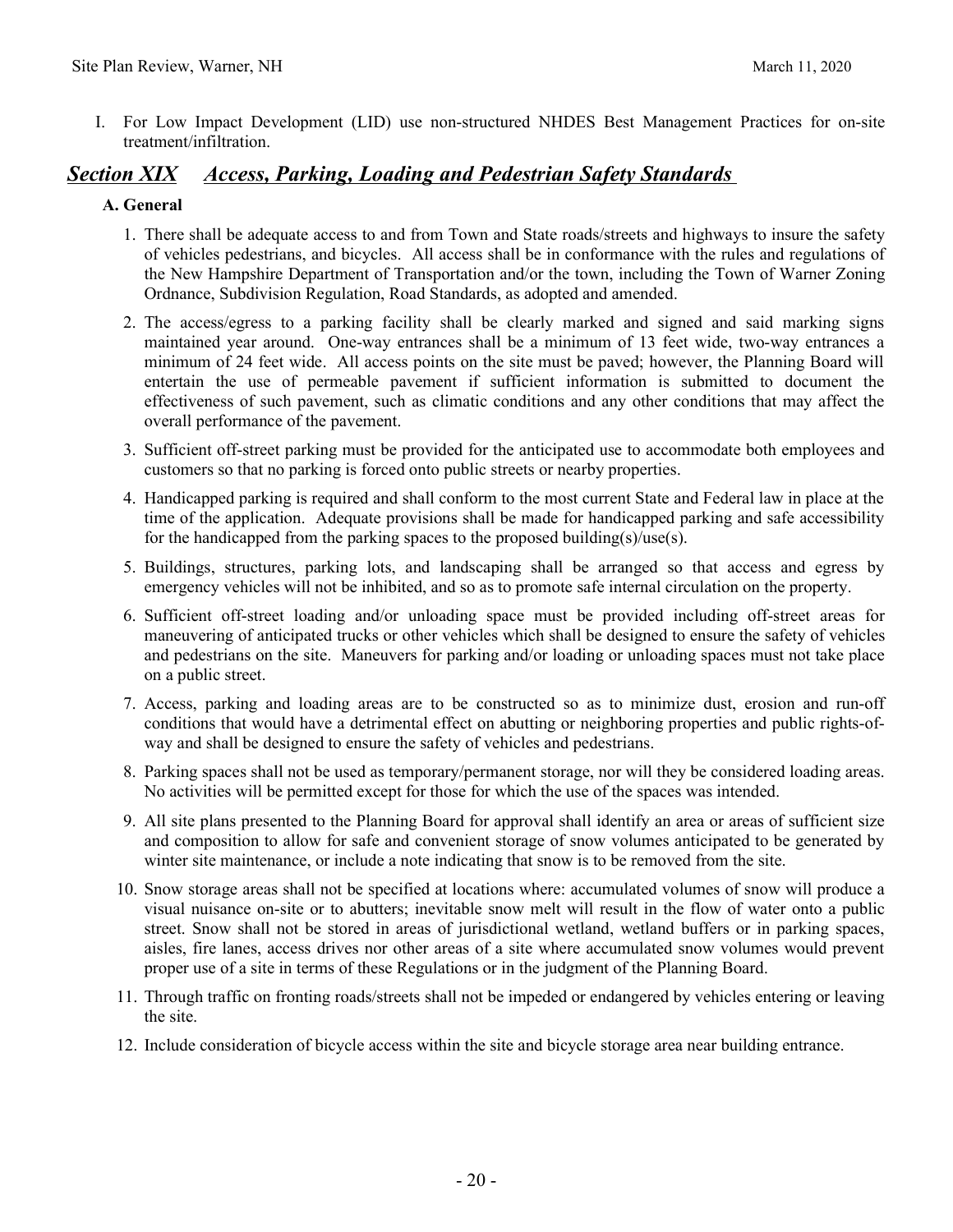I. For Low Impact Development (LID) use non-structured NHDES Best Management Practices for on-site treatment/infiltration.

## ***Section XIX Access, Parking, Loading and Pedestrian Safety Standards***

### A. General

1. There shall be adequate access to and from Town and State roads/streets and highways to insure the safety of vehicles pedestrians, and bicycles. All access shall be in conformance with the rules and regulations of the New Hampshire Department of Transportation and/or the town, including the Town of Warner Zoning Ordnance, Subdivision Regulation, Road Standards, as adopted and amended.
2. The access/egress to a parking facility shall be clearly marked and signed and said marking signs maintained year around. One-way entrances shall be a minimum of 13 feet wide, two-way entrances a minimum of 24 feet wide. All access points on the site must be paved; however, the Planning Board will entertain the use of permeable pavement if sufficient information is submitted to document the effectiveness of such pavement, such as climatic conditions and any other conditions that may affect the overall performance of the pavement.
3. Sufficient off-street parking must be provided for the anticipated use to accommodate both employees and customers so that no parking is forced onto public streets or nearby properties.
4. Handicapped parking is required and shall conform to the most current State and Federal law in place at the time of the application. Adequate provisions shall be made for handicapped parking and safe accessibility for the handicapped from the parking spaces to the proposed building(s)/use(s).
5. Buildings, structures, parking lots, and landscaping shall be arranged so that access and egress by emergency vehicles will not be inhibited, and so as to promote safe internal circulation on the property.
6. Sufficient off-street loading and/or unloading space must be provided including off-street areas for maneuvering of anticipated trucks or other vehicles which shall be designed to ensure the safety of vehicles and pedestrians on the site. Maneuvers for parking and/or loading or unloading spaces must not take place on a public street.
7. Access, parking and loading areas are to be constructed so as to minimize dust, erosion and run-off conditions that would have a detrimental effect on abutting or neighboring properties and public rights-of-way and shall be designed to ensure the safety of vehicles and pedestrians.
8. Parking spaces shall not be used as temporary/permanent storage, nor will they be considered loading areas. No activities will be permitted except for those for which the use of the spaces was intended.
9. All site plans presented to the Planning Board for approval shall identify an area or areas of sufficient size and composition to allow for safe and convenient storage of snow volumes anticipated to be generated by winter site maintenance, or include a note indicating that snow is to be removed from the site.
10. Snow storage areas shall not be specified at locations where: accumulated volumes of snow will produce a visual nuisance on-site or to abutters; inevitable snow melt will result in the flow of water onto a public street. Snow shall not be stored in areas of jurisdictional wetland, wetland buffers or in parking spaces, aisles, fire lanes, access drives nor other areas of a site where accumulated snow volumes would prevent proper use of a site in terms of these Regulations or in the judgment of the Planning Board.
11. Through traffic on fronting roads/streets shall not be impeded or endangered by vehicles entering or leaving the site.
12. Include consideration of bicycle access within the site and bicycle storage area near building entrance.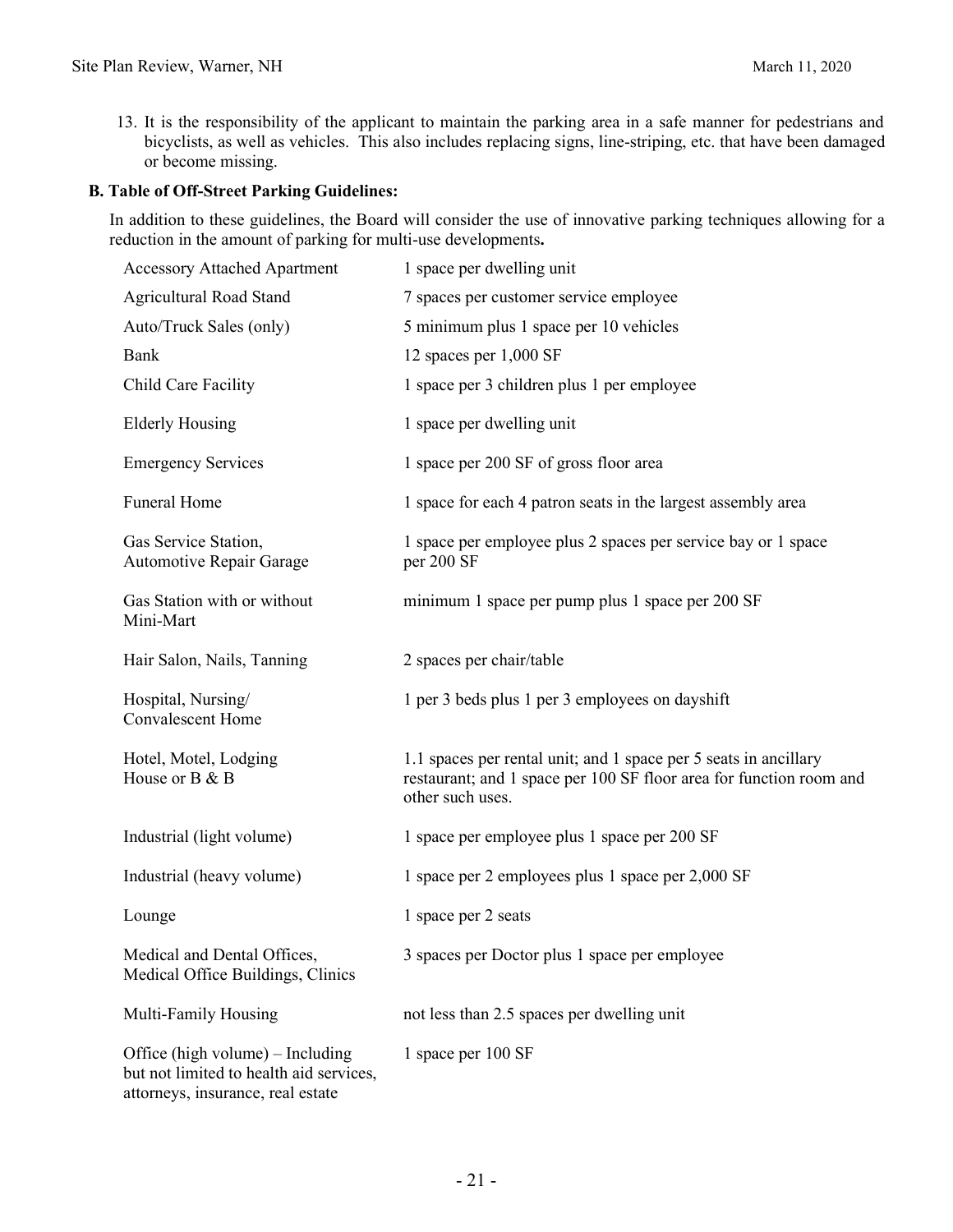13. It is the responsibility of the applicant to maintain the parking area in a safe manner for pedestrians and bicyclists, as well as vehicles. This also includes replacing signs, line-striping, etc. that have been damaged or become missing.

**B. Table of Off-Street Parking Guidelines:**

In addition to these guidelines, the Board will consider the use of innovative parking techniques allowing for a reduction in the amount of parking for multi-use developments**.**

| Use | Guideline |
|---|---|
| Accessory Attached Apartment | 1 space per dwelling unit |
| Agricultural Road Stand | 7 spaces per customer service employee |
| Auto/Truck Sales (only) | 5 minimum plus 1 space per 10 vehicles |
| Bank | 12 spaces per 1,000 SF |
| Child Care Facility | 1 space per 3 children plus 1 per employee |
| Elderly Housing | 1 space per dwelling unit |
| Emergency Services | 1 space per 200 SF of gross floor area |
| Funeral Home | 1 space for each 4 patron seats in the largest assembly area |
| Gas Service Station, Automotive Repair Garage | 1 space per employee plus 2 spaces per service bay or 1 space per 200 SF |
| Gas Station with or without Mini-Mart | minimum 1 space per pump plus 1 space per 200 SF |
| Hair Salon, Nails, Tanning | 2 spaces per chair/table |
| Hospital, Nursing/ Convalescent Home | 1 per 3 beds plus 1 per 3 employees on dayshift |
| Hotel, Motel, Lodging House or B & B | 1.1 spaces per rental unit; and 1 space per 5 seats in ancillary restaurant; and 1 space per 100 SF floor area for function room and other such uses. |
| Industrial (light volume) | 1 space per employee plus 1 space per 200 SF |
| Industrial (heavy volume) | 1 space per 2 employees plus 1 space per 2,000 SF |
| Lounge | 1 space per 2 seats |
| Medical and Dental Offices, Medical Office Buildings, Clinics | 3 spaces per Doctor plus 1 space per employee |
| Multi-Family Housing | not less than 2.5 spaces per dwelling unit |
| Office (high volume) – Including but not limited to health aid services, attorneys, insurance, real estate | 1 space per 100 SF |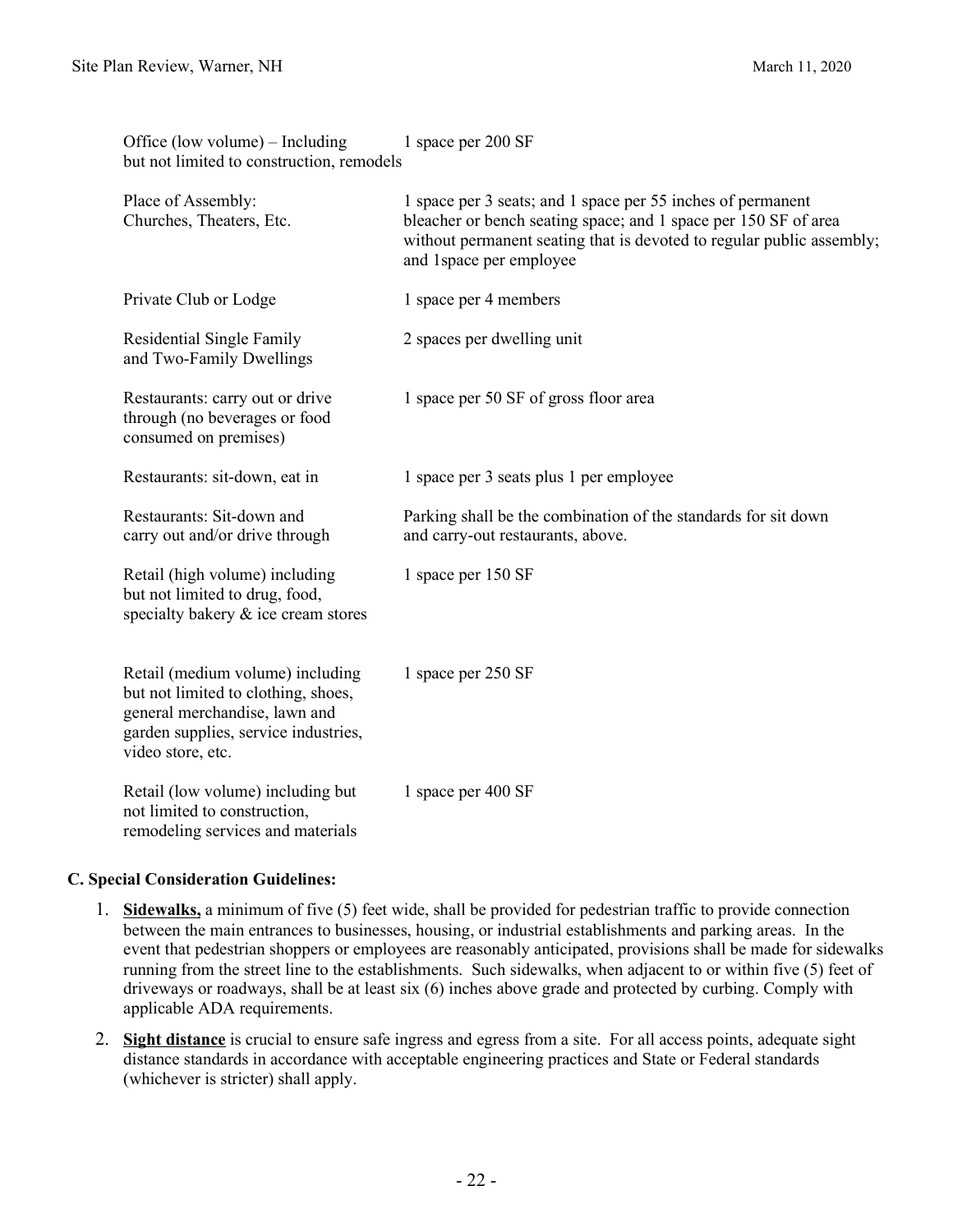| | |
|---|---|
| Office (low volume) – Including but not limited to construction, remodels | 1 space per 200 SF |
| Place of Assembly: Churches, Theaters, Etc. | 1 space per 3 seats; and 1 space per 55 inches of permanent bleacher or bench seating space; and 1 space per 150 SF of area without permanent seating that is devoted to regular public assembly; and 1space per employee |
| Private Club or Lodge | 1 space per 4 members |
| Residential Single Family and Two-Family Dwellings | 2 spaces per dwelling unit |
| Restaurants: carry out or drive through (no beverages or food consumed on premises) | 1 space per 50 SF of gross floor area |
| Restaurants: sit-down, eat in | 1 space per 3 seats plus 1 per employee |
| Restaurants: Sit-down and carry out and/or drive through | Parking shall be the combination of the standards for sit down and carry-out restaurants, above. |
| Retail (high volume) including but not limited to drug, food, specialty bakery & ice cream stores | 1 space per 150 SF |
| Retail (medium volume) including but not limited to clothing, shoes, general merchandise, lawn and garden supplies, service industries, video store, etc. | 1 space per 250 SF |
| Retail (low volume) including but not limited to construction, remodeling services and materials | 1 space per 400 SF |

### C. Special Consideration Guidelines:

1. **Sidewalks,** a minimum of five (5) feet wide, shall be provided for pedestrian traffic to provide connection between the main entrances to businesses, housing, or industrial establishments and parking areas. In the event that pedestrian shoppers or employees are reasonably anticipated, provisions shall be made for sidewalks running from the street line to the establishments. Such sidewalks, when adjacent to or within five (5) feet of driveways or roadways, shall be at least six (6) inches above grade and protected by curbing. Comply with applicable ADA requirements.
2. **Sight distance** is crucial to ensure safe ingress and egress from a site. For all access points, adequate sight distance standards in accordance with acceptable engineering practices and State or Federal standards (whichever is stricter) shall apply.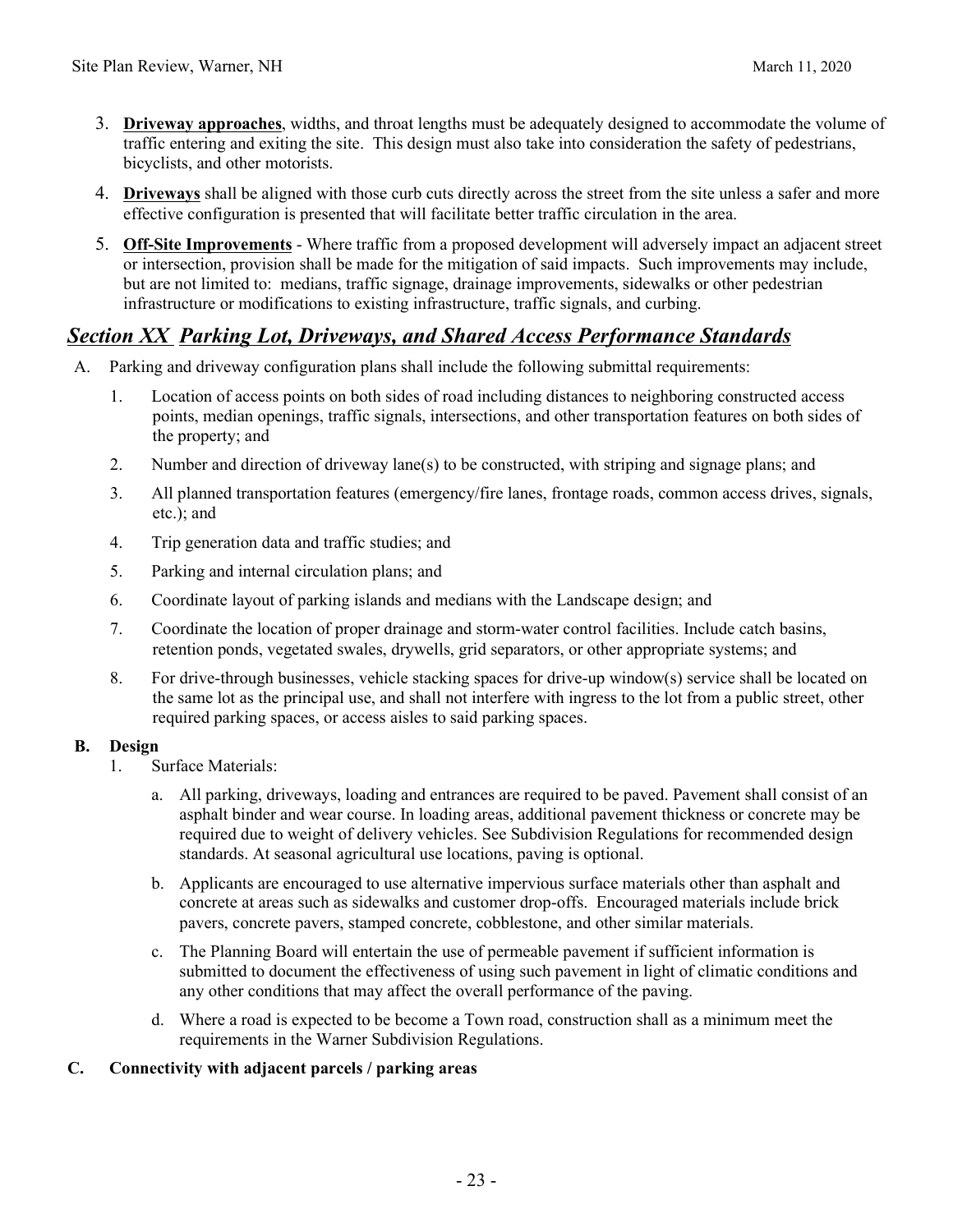3. **Driveway approaches**, widths, and throat lengths must be adequately designed to accommodate the volume of traffic entering and exiting the site. This design must also take into consideration the safety of pedestrians, bicyclists, and other motorists.

4. **Driveways** shall be aligned with those curb cuts directly across the street from the site unless a safer and more effective configuration is presented that will facilitate better traffic circulation in the area.

5. **Off-Site Improvements** - Where traffic from a proposed development will adversely impact an adjacent street or intersection, provision shall be made for the mitigation of said impacts. Such improvements may include, but are not limited to: medians, traffic signage, drainage improvements, sidewalks or other pedestrian infrastructure or modifications to existing infrastructure, traffic signals, and curbing.

## *Section XX Parking Lot, Driveways, and Shared Access Performance Standards*

A. Parking and driveway configuration plans shall include the following submittal requirements:

1. Location of access points on both sides of road including distances to neighboring constructed access points, median openings, traffic signals, intersections, and other transportation features on both sides of the property; and
2. Number and direction of driveway lane(s) to be constructed, with striping and signage plans; and
3. All planned transportation features (emergency/fire lanes, frontage roads, common access drives, signals, etc.); and
4. Trip generation data and traffic studies; and
5. Parking and internal circulation plans; and
6. Coordinate layout of parking islands and medians with the Landscape design; and
7. Coordinate the location of proper drainage and storm-water control facilities. Include catch basins, retention ponds, vegetated swales, drywells, grid separators, or other appropriate systems; and
8. For drive-through businesses, vehicle stacking spaces for drive-up window(s) service shall be located on the same lot as the principal use, and shall not interfere with ingress to the lot from a public street, other required parking spaces, or access aisles to said parking spaces.

**B. Design**

1. Surface Materials:
   a. All parking, driveways, loading and entrances are required to be paved. Pavement shall consist of an asphalt binder and wear course. In loading areas, additional pavement thickness or concrete may be required due to weight of delivery vehicles. See Subdivision Regulations for recommended design standards. At seasonal agricultural use locations, paving is optional.

   b. Applicants are encouraged to use alternative impervious surface materials other than asphalt and concrete at areas such as sidewalks and customer drop-offs. Encouraged materials include brick pavers, concrete pavers, stamped concrete, cobblestone, and other similar materials.

   c. The Planning Board will entertain the use of permeable pavement if sufficient information is submitted to document the effectiveness of using such pavement in light of climatic conditions and any other conditions that may affect the overall performance of the paving.

   d. Where a road is expected to be become a Town road, construction shall as a minimum meet the requirements in the Warner Subdivision Regulations.

**C. Connectivity with adjacent parcels / parking areas**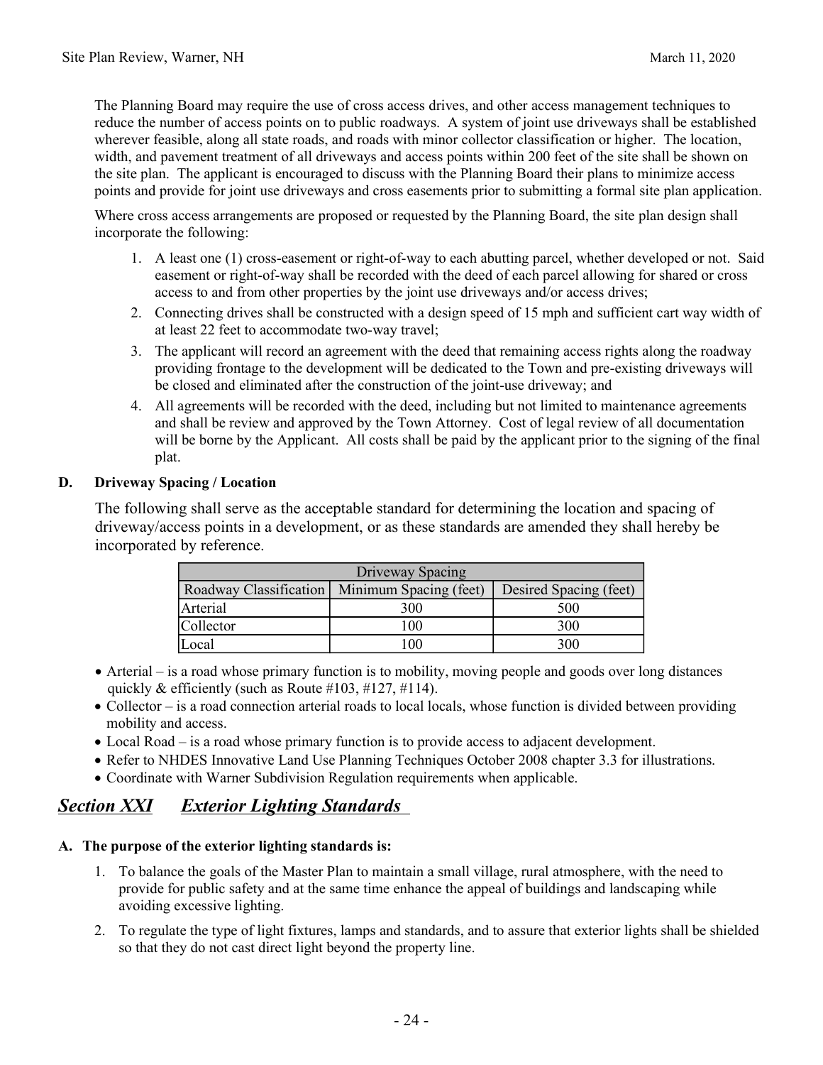The Planning Board may require the use of cross access drives, and other access management techniques to reduce the number of access points on to public roadways. A system of joint use driveways shall be established wherever feasible, along all state roads, and roads with minor collector classification or higher. The location, width, and pavement treatment of all driveways and access points within 200 feet of the site shall be shown on the site plan. The applicant is encouraged to discuss with the Planning Board their plans to minimize access points and provide for joint use driveways and cross easements prior to submitting a formal site plan application.

Where cross access arrangements are proposed or requested by the Planning Board, the site plan design shall incorporate the following:

1. A least one (1) cross-easement or right-of-way to each abutting parcel, whether developed or not. Said easement or right-of-way shall be recorded with the deed of each parcel allowing for shared or cross access to and from other properties by the joint use driveways and/or access drives;
2. Connecting drives shall be constructed with a design speed of 15 mph and sufficient cart way width of at least 22 feet to accommodate two-way travel;
3. The applicant will record an agreement with the deed that remaining access rights along the roadway providing frontage to the development will be dedicated to the Town and pre-existing driveways will be closed and eliminated after the construction of the joint-use driveway; and
4. All agreements will be recorded with the deed, including but not limited to maintenance agreements and shall be review and approved by the Town Attorney. Cost of legal review of all documentation will be borne by the Applicant. All costs shall be paid by the applicant prior to the signing of the final plat.

**D. Driveway Spacing / Location**

The following shall serve as the acceptable standard for determining the location and spacing of driveway/access points in a development, or as these standards are amended they shall hereby be incorporated by reference.

| Driveway Spacing | | |
|---|---|---|
| Roadway Classification | Minimum Spacing (feet) | Desired Spacing (feet) |
| Arterial | 300 | 500 |
| Collector | 100 | 300 |
| Local | 100 | 300 |

- Arterial – is a road whose primary function is to mobility, moving people and goods over long distances quickly & efficiently (such as Route #103, #127, #114).
- Collector – is a road connection arterial roads to local locals, whose function is divided between providing mobility and access.
- Local Road – is a road whose primary function is to provide access to adjacent development.
- Refer to NHDES Innovative Land Use Planning Techniques October 2008 chapter 3.3 for illustrations.
- Coordinate with Warner Subdivision Regulation requirements when applicable.

## ***Section XXI Exterior Lighting Standards***

**A. The purpose of the exterior lighting standards is:**

1. To balance the goals of the Master Plan to maintain a small village, rural atmosphere, with the need to provide for public safety and at the same time enhance the appeal of buildings and landscaping while avoiding excessive lighting.
2. To regulate the type of light fixtures, lamps and standards, and to assure that exterior lights shall be shielded so that they do not cast direct light beyond the property line.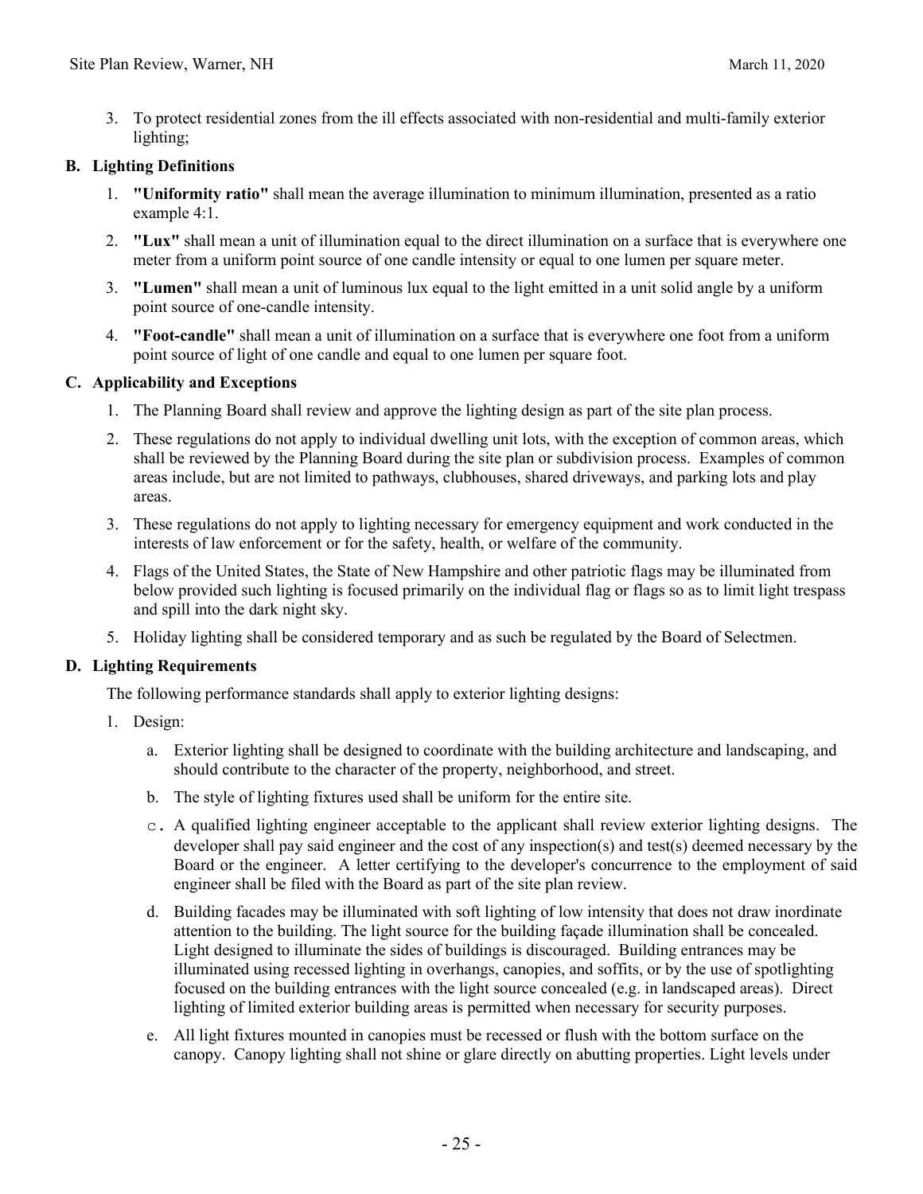3. To protect residential zones from the ill effects associated with non-residential and multi-family exterior lighting;

**B. Lighting Definitions**

1. **"Uniformity ratio"** shall mean the average illumination to minimum illumination, presented as a ratio example 4:1.
2. **"Lux"** shall mean a unit of illumination equal to the direct illumination on a surface that is everywhere one meter from a uniform point source of one candle intensity or equal to one lumen per square meter.
3. **"Lumen"** shall mean a unit of luminous lux equal to the light emitted in a unit solid angle by a uniform point source of one-candle intensity.
4. **"Foot-candle"** shall mean a unit of illumination on a surface that is everywhere one foot from a uniform point source of light of one candle and equal to one lumen per square foot.

**C. Applicability and Exceptions**

1. The Planning Board shall review and approve the lighting design as part of the site plan process.
2. These regulations do not apply to individual dwelling unit lots, with the exception of common areas, which shall be reviewed by the Planning Board during the site plan or subdivision process. Examples of common areas include, but are not limited to pathways, clubhouses, shared driveways, and parking lots and play areas.
3. These regulations do not apply to lighting necessary for emergency equipment and work conducted in the interests of law enforcement or for the safety, health, or welfare of the community.
4. Flags of the United States, the State of New Hampshire and other patriotic flags may be illuminated from below provided such lighting is focused primarily on the individual flag or flags so as to limit light trespass and spill into the dark night sky.
5. Holiday lighting shall be considered temporary and as such be regulated by the Board of Selectmen.

**D. Lighting Requirements**

The following performance standards shall apply to exterior lighting designs:

1. Design:
   a. Exterior lighting shall be designed to coordinate with the building architecture and landscaping, and should contribute to the character of the property, neighborhood, and street.
   b. The style of lighting fixtures used shall be uniform for the entire site.
   c. A qualified lighting engineer acceptable to the applicant shall review exterior lighting designs. The developer shall pay said engineer and the cost of any inspection(s) and test(s) deemed necessary by the Board or the engineer. A letter certifying to the developer's concurrence to the employment of said engineer shall be filed with the Board as part of the site plan review.
   d. Building facades may be illuminated with soft lighting of low intensity that does not draw inordinate attention to the building. The light source for the building façade illumination shall be concealed. Light designed to illuminate the sides of buildings is discouraged. Building entrances may be illuminated using recessed lighting in overhangs, canopies, and soffits, or by the use of spotlighting focused on the building entrances with the light source concealed (e.g. in landscaped areas). Direct lighting of limited exterior building areas is permitted when necessary for security purposes.
   e. All light fixtures mounted in canopies must be recessed or flush with the bottom surface on the canopy. Canopy lighting shall not shine or glare directly on abutting properties. Light levels under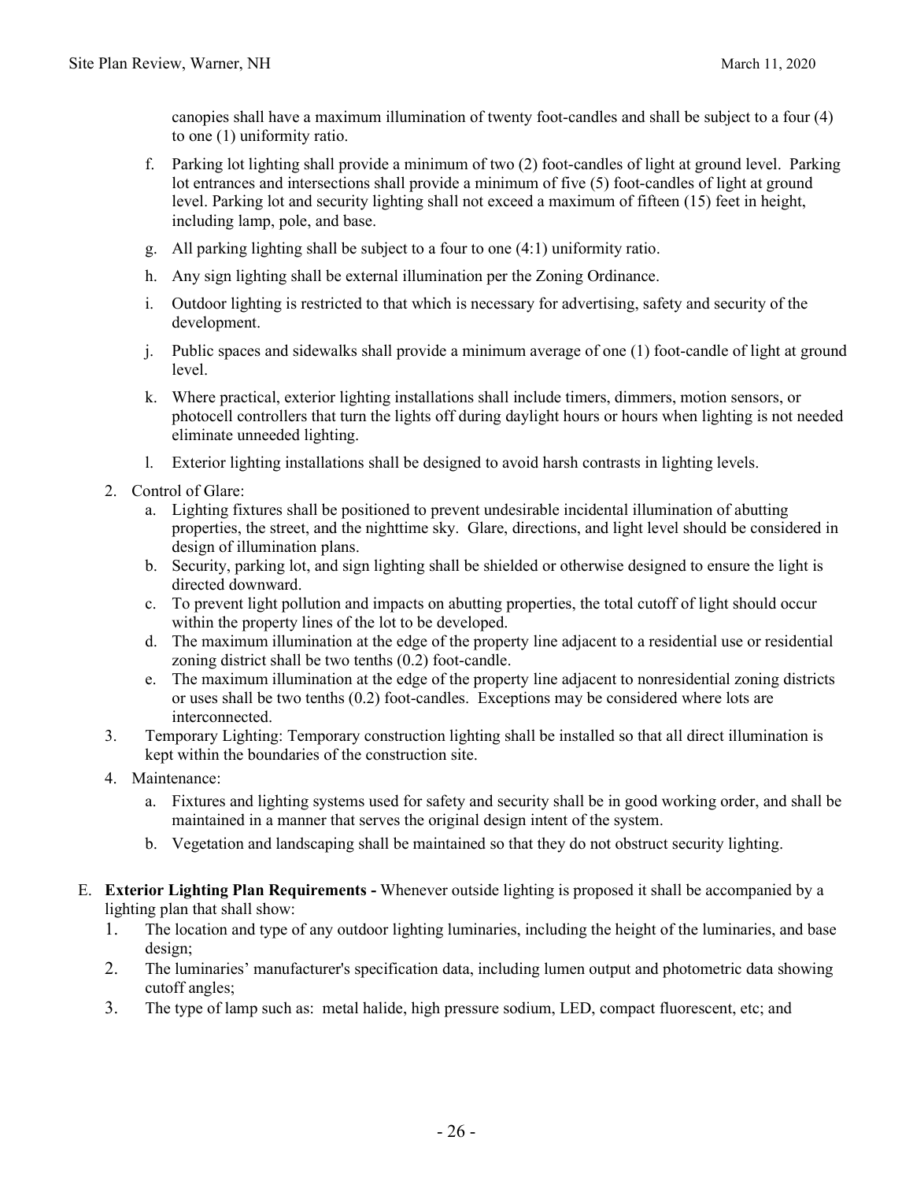canopies shall have a maximum illumination of twenty foot-candles and shall be subject to a four (4) to one (1) uniformity ratio.

f. Parking lot lighting shall provide a minimum of two (2) foot-candles of light at ground level. Parking lot entrances and intersections shall provide a minimum of five (5) foot-candles of light at ground level. Parking lot and security lighting shall not exceed a maximum of fifteen (15) feet in height, including lamp, pole, and base.

g. All parking lighting shall be subject to a four to one (4:1) uniformity ratio.

h. Any sign lighting shall be external illumination per the Zoning Ordinance.

i. Outdoor lighting is restricted to that which is necessary for advertising, safety and security of the development.

j. Public spaces and sidewalks shall provide a minimum average of one (1) foot-candle of light at ground level.

k. Where practical, exterior lighting installations shall include timers, dimmers, motion sensors, or photocell controllers that turn the lights off during daylight hours or hours when lighting is not needed eliminate unneeded lighting.

l. Exterior lighting installations shall be designed to avoid harsh contrasts in lighting levels.

2. Control of Glare:
   a. Lighting fixtures shall be positioned to prevent undesirable incidental illumination of abutting properties, the street, and the nighttime sky. Glare, directions, and light level should be considered in design of illumination plans.
   b. Security, parking lot, and sign lighting shall be shielded or otherwise designed to ensure the light is directed downward.
   c. To prevent light pollution and impacts on abutting properties, the total cutoff of light should occur within the property lines of the lot to be developed.
   d. The maximum illumination at the edge of the property line adjacent to a residential use or residential zoning district shall be two tenths (0.2) foot-candle.
   e. The maximum illumination at the edge of the property line adjacent to nonresidential zoning districts or uses shall be two tenths (0.2) foot-candles. Exceptions may be considered where lots are interconnected.
3. Temporary Lighting: Temporary construction lighting shall be installed so that all direct illumination is kept within the boundaries of the construction site.
4. Maintenance:
   a. Fixtures and lighting systems used for safety and security shall be in good working order, and shall be maintained in a manner that serves the original design intent of the system.
   b. Vegetation and landscaping shall be maintained so that they do not obstruct security lighting.

E. **Exterior Lighting Plan Requirements -** Whenever outside lighting is proposed it shall be accompanied by a lighting plan that shall show:
   1. The location and type of any outdoor lighting luminaries, including the height of the luminaries, and base design;
   2. The luminaries' manufacturer's specification data, including lumen output and photometric data showing cutoff angles;
   3. The type of lamp such as: metal halide, high pressure sodium, LED, compact fluorescent, etc; and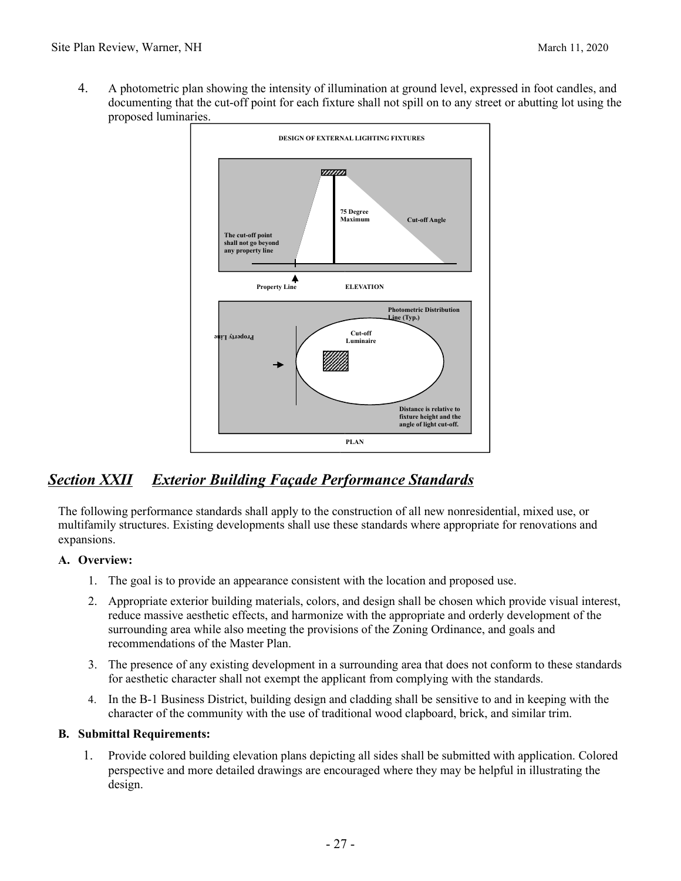4. A photometric plan showing the intensity of illumination at ground level, expressed in foot candles, and documenting that the cut-off point for each fixture shall not spill on to any street or abutting lot using the proposed luminaries.

**DESIGN OF EXTERNAL LIGHTING FIXTURES**

75 Degree Maximum

Cut-off Angle

The cut-off point shall not go beyond any property line

Property Line

ELEVATION

Photometric Distribution Line (Typ.)

Property Line

Cut-off Luminaire

Distance is relative to fixture height and the angle of light cut-off.

PLAN

## ***Section XXII Exterior Building Façade Performance Standards***

The following performance standards shall apply to the construction of all new nonresidential, mixed use, or multifamily structures. Existing developments shall use these standards where appropriate for renovations and expansions.

### A. Overview:

1. The goal is to provide an appearance consistent with the location and proposed use.
2. Appropriate exterior building materials, colors, and design shall be chosen which provide visual interest, reduce massive aesthetic effects, and harmonize with the appropriate and orderly development of the surrounding area while also meeting the provisions of the Zoning Ordinance, and goals and recommendations of the Master Plan.
3. The presence of any existing development in a surrounding area that does not conform to these standards for aesthetic character shall not exempt the applicant from complying with the standards.
4. In the B-1 Business District, building design and cladding shall be sensitive to and in keeping with the character of the community with the use of traditional wood clapboard, brick, and similar trim.

### B. Submittal Requirements:

1. Provide colored building elevation plans depicting all sides shall be submitted with application. Colored perspective and more detailed drawings are encouraged where they may be helpful in illustrating the design.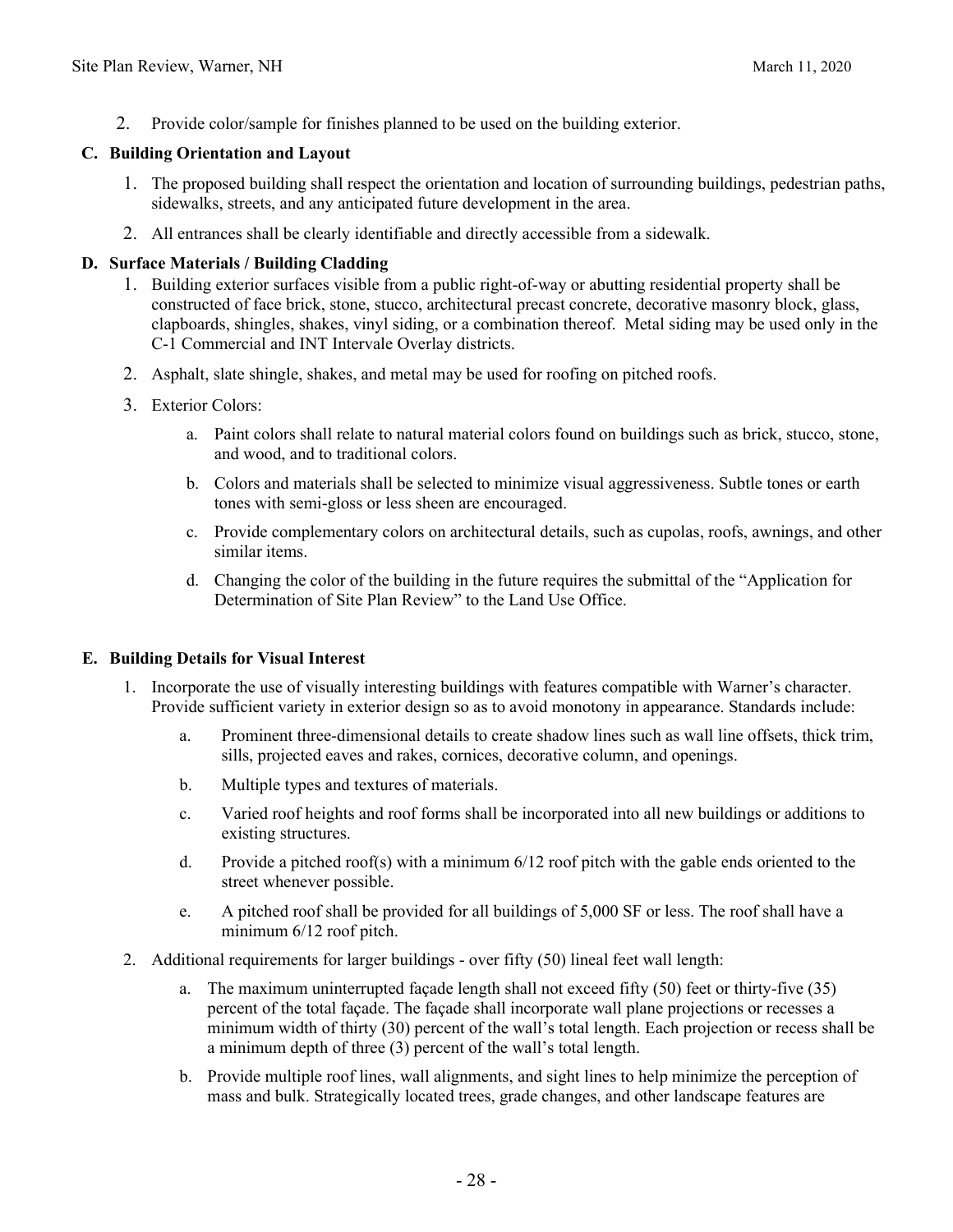2. Provide color/sample for finishes planned to be used on the building exterior.

**C. Building Orientation and Layout**

1. The proposed building shall respect the orientation and location of surrounding buildings, pedestrian paths, sidewalks, streets, and any anticipated future development in the area.
2. All entrances shall be clearly identifiable and directly accessible from a sidewalk.

**D. Surface Materials / Building Cladding**

1. Building exterior surfaces visible from a public right-of-way or abutting residential property shall be constructed of face brick, stone, stucco, architectural precast concrete, decorative masonry block, glass, clapboards, shingles, shakes, vinyl siding, or a combination thereof. Metal siding may be used only in the C-1 Commercial and INT Intervale Overlay districts.
2. Asphalt, slate shingle, shakes, and metal may be used for roofing on pitched roofs.
3. Exterior Colors:
   a. Paint colors shall relate to natural material colors found on buildings such as brick, stucco, stone, and wood, and to traditional colors.
   b. Colors and materials shall be selected to minimize visual aggressiveness. Subtle tones or earth tones with semi-gloss or less sheen are encouraged.
   c. Provide complementary colors on architectural details, such as cupolas, roofs, awnings, and other similar items.
   d. Changing the color of the building in the future requires the submittal of the "Application for Determination of Site Plan Review" to the Land Use Office.

**E. Building Details for Visual Interest**

1. Incorporate the use of visually interesting buildings with features compatible with Warner's character. Provide sufficient variety in exterior design so as to avoid monotony in appearance. Standards include:
   a. Prominent three-dimensional details to create shadow lines such as wall line offsets, thick trim, sills, projected eaves and rakes, cornices, decorative column, and openings.
   b. Multiple types and textures of materials.
   c. Varied roof heights and roof forms shall be incorporated into all new buildings or additions to existing structures.
   d. Provide a pitched roof(s) with a minimum 6/12 roof pitch with the gable ends oriented to the street whenever possible.
   e. A pitched roof shall be provided for all buildings of 5,000 SF or less. The roof shall have a minimum 6/12 roof pitch.
2. Additional requirements for larger buildings - over fifty (50) lineal feet wall length:
   a. The maximum uninterrupted façade length shall not exceed fifty (50) feet or thirty-five (35) percent of the total façade. The façade shall incorporate wall plane projections or recesses a minimum width of thirty (30) percent of the wall's total length. Each projection or recess shall be a minimum depth of three (3) percent of the wall's total length.
   b. Provide multiple roof lines, wall alignments, and sight lines to help minimize the perception of mass and bulk. Strategically located trees, grade changes, and other landscape features are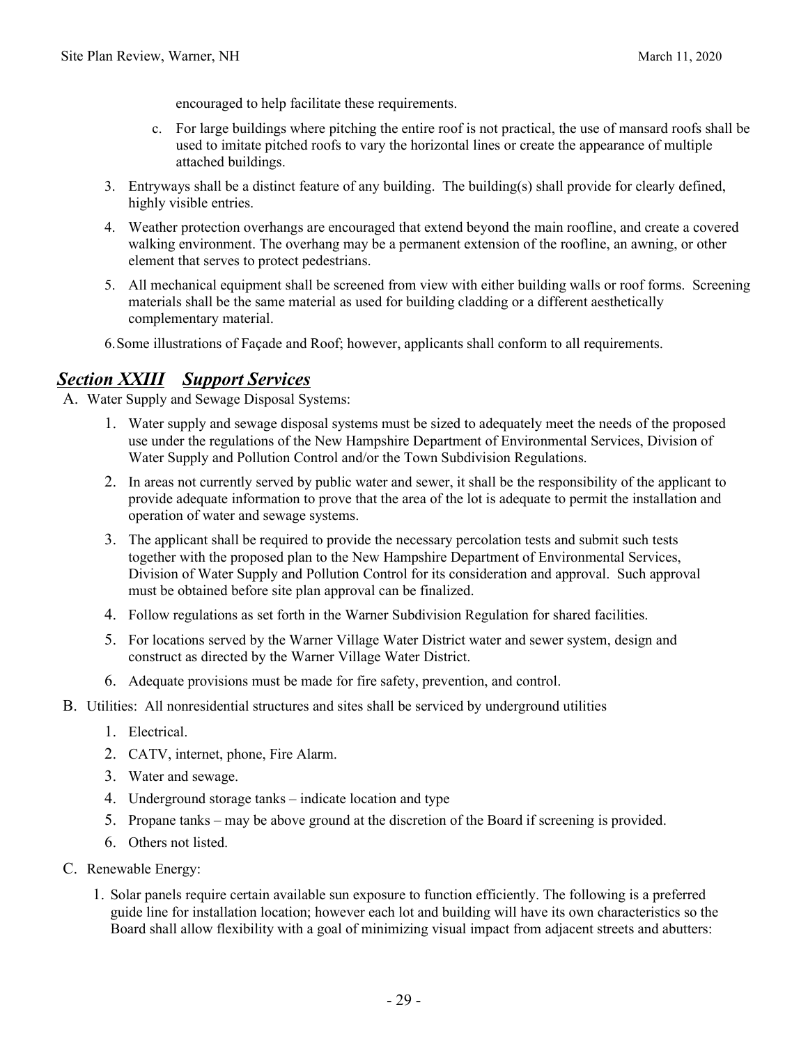encouraged to help facilitate these requirements.

c. For large buildings where pitching the entire roof is not practical, the use of mansard roofs shall be used to imitate pitched roofs to vary the horizontal lines or create the appearance of multiple attached buildings.

3. Entryways shall be a distinct feature of any building. The building(s) shall provide for clearly defined, highly visible entries.
4. Weather protection overhangs are encouraged that extend beyond the main roofline, and create a covered walking environment. The overhang may be a permanent extension of the roofline, an awning, or other element that serves to protect pedestrians.
5. All mechanical equipment shall be screened from view with either building walls or roof forms. Screening materials shall be the same material as used for building cladding or a different aesthetically complementary material.
6. Some illustrations of Façade and Roof; however, applicants shall conform to all requirements.

## ***Section XXIII Support Services***

A. Water Supply and Sewage Disposal Systems:

1. Water supply and sewage disposal systems must be sized to adequately meet the needs of the proposed use under the regulations of the New Hampshire Department of Environmental Services, Division of Water Supply and Pollution Control and/or the Town Subdivision Regulations.
2. In areas not currently served by public water and sewer, it shall be the responsibility of the applicant to provide adequate information to prove that the area of the lot is adequate to permit the installation and operation of water and sewage systems.
3. The applicant shall be required to provide the necessary percolation tests and submit such tests together with the proposed plan to the New Hampshire Department of Environmental Services, Division of Water Supply and Pollution Control for its consideration and approval. Such approval must be obtained before site plan approval can be finalized.
4. Follow regulations as set forth in the Warner Subdivision Regulation for shared facilities.
5. For locations served by the Warner Village Water District water and sewer system, design and construct as directed by the Warner Village Water District.
6. Adequate provisions must be made for fire safety, prevention, and control.

B. Utilities: All nonresidential structures and sites shall be serviced by underground utilities

1. Electrical.
2. CATV, internet, phone, Fire Alarm.
3. Water and sewage.
4. Underground storage tanks – indicate location and type
5. Propane tanks – may be above ground at the discretion of the Board if screening is provided.
6. Others not listed.

C. Renewable Energy:

1. Solar panels require certain available sun exposure to function efficiently. The following is a preferred guide line for installation location; however each lot and building will have its own characteristics so the Board shall allow flexibility with a goal of minimizing visual impact from adjacent streets and abutters: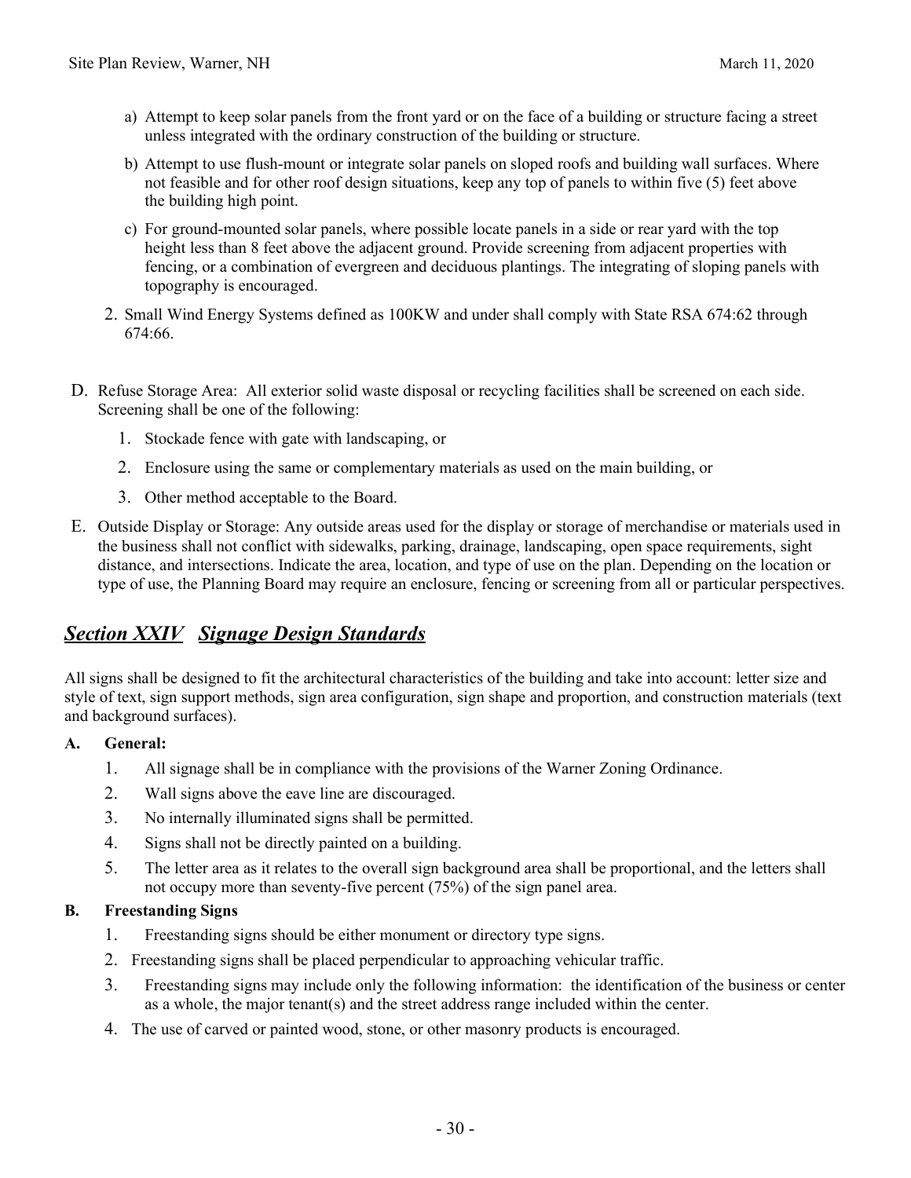a) Attempt to keep solar panels from the front yard or on the face of a building or structure facing a street unless integrated with the ordinary construction of the building or structure.

b) Attempt to use flush-mount or integrate solar panels on sloped roofs and building wall surfaces. Where not feasible and for other roof design situations, keep any top of panels to within five (5) feet above the building high point.

c) For ground-mounted solar panels, where possible locate panels in a side or rear yard with the top height less than 8 feet above the adjacent ground. Provide screening from adjacent properties with fencing, or a combination of evergreen and deciduous plantings. The integrating of sloping panels with topography is encouraged.

2. Small Wind Energy Systems defined as 100KW and under shall comply with State RSA 674:62 through 674:66.

D. Refuse Storage Area: All exterior solid waste disposal or recycling facilities shall be screened on each side. Screening shall be one of the following:

1. Stockade fence with gate with landscaping, or
2. Enclosure using the same or complementary materials as used on the main building, or
3. Other method acceptable to the Board.

E. Outside Display or Storage: Any outside areas used for the display or storage of merchandise or materials used in the business shall not conflict with sidewalks, parking, drainage, landscaping, open space requirements, sight distance, and intersections. Indicate the area, location, and type of use on the plan. Depending on the location or type of use, the Planning Board may require an enclosure, fencing or screening from all or particular perspectives.

## ***Section XXIV Signage Design Standards***

All signs shall be designed to fit the architectural characteristics of the building and take into account: letter size and style of text, sign support methods, sign area configuration, sign shape and proportion, and construction materials (text and background surfaces).

**A. General:**

1. All signage shall be in compliance with the provisions of the Warner Zoning Ordinance.
2. Wall signs above the eave line are discouraged.
3. No internally illuminated signs shall be permitted.
4. Signs shall not be directly painted on a building.
5. The letter area as it relates to the overall sign background area shall be proportional, and the letters shall not occupy more than seventy-five percent (75%) of the sign panel area.

**B. Freestanding Signs**

1. Freestanding signs should be either monument or directory type signs.
2. Freestanding signs shall be placed perpendicular to approaching vehicular traffic.
3. Freestanding signs may include only the following information: the identification of the business or center as a whole, the major tenant(s) and the street address range included within the center.
4. The use of carved or painted wood, stone, or other masonry products is encouraged.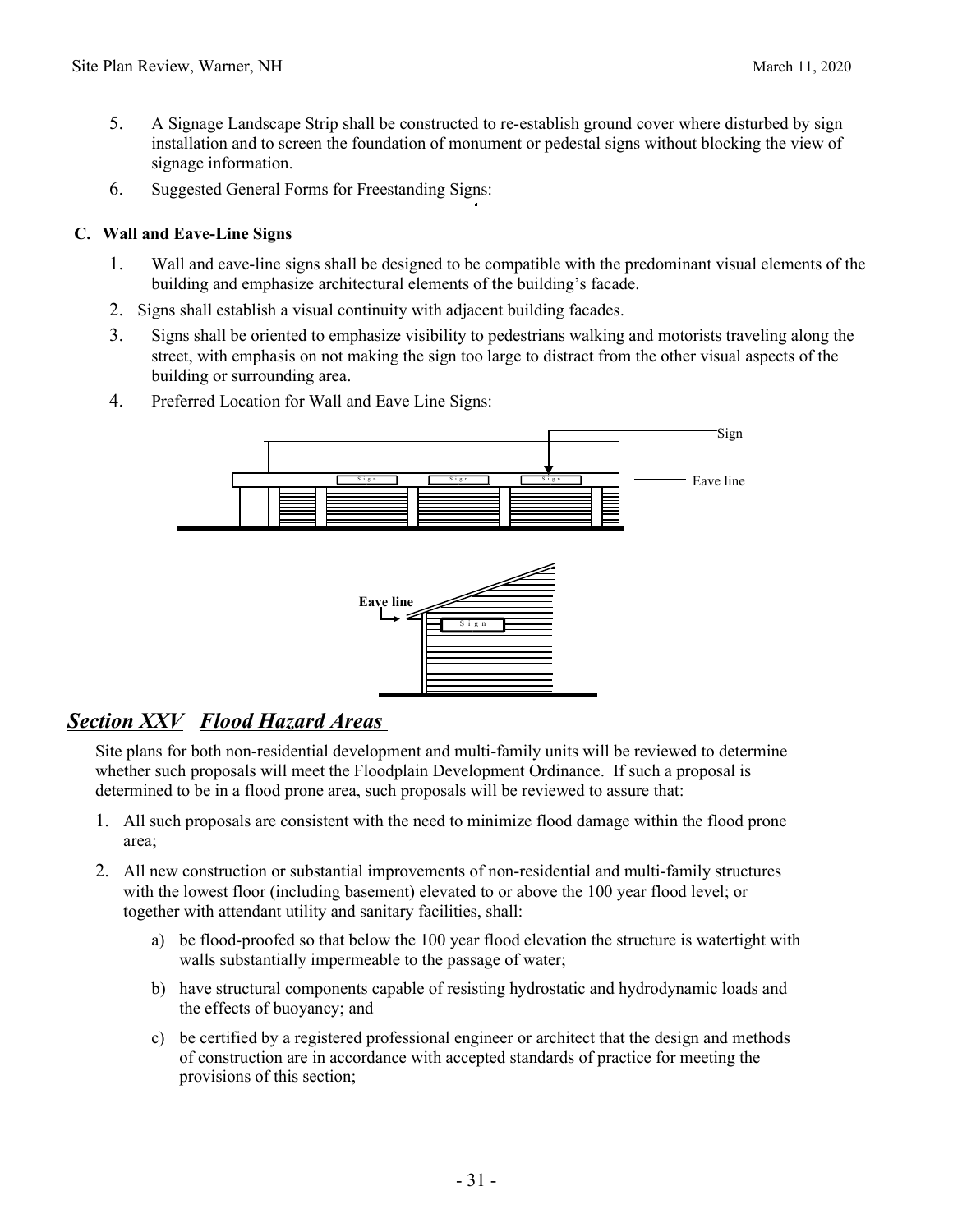5. A Signage Landscape Strip shall be constructed to re-establish ground cover where disturbed by sign installation and to screen the foundation of monument or pedestal signs without blocking the view of signage information.
6. Suggested General Forms for Freestanding Signs:

**C. Wall and Eave-Line Signs**

1. Wall and eave-line signs shall be designed to be compatible with the predominant visual elements of the building and emphasize architectural elements of the building's facade.
2. Signs shall establish a visual continuity with adjacent building facades.
3. Signs shall be oriented to emphasize visibility to pedestrians walking and motorists traveling along the street, with emphasis on not making the sign too large to distract from the other visual aspects of the building or surrounding area.
4. Preferred Location for Wall and Eave Line Signs:

## *Section XXV Flood Hazard Areas*

Site plans for both non-residential development and multi-family units will be reviewed to determine whether such proposals will meet the Floodplain Development Ordinance. If such a proposal is determined to be in a flood prone area, such proposals will be reviewed to assure that:

1. All such proposals are consistent with the need to minimize flood damage within the flood prone area;
2. All new construction or substantial improvements of non-residential and multi-family structures with the lowest floor (including basement) elevated to or above the 100 year flood level; or together with attendant utility and sanitary facilities, shall:
   a) be flood-proofed so that below the 100 year flood elevation the structure is watertight with walls substantially impermeable to the passage of water;
   b) have structural components capable of resisting hydrostatic and hydrodynamic loads and the effects of buoyancy; and
   c) be certified by a registered professional engineer or architect that the design and methods of construction are in accordance with accepted standards of practice for meeting the provisions of this section;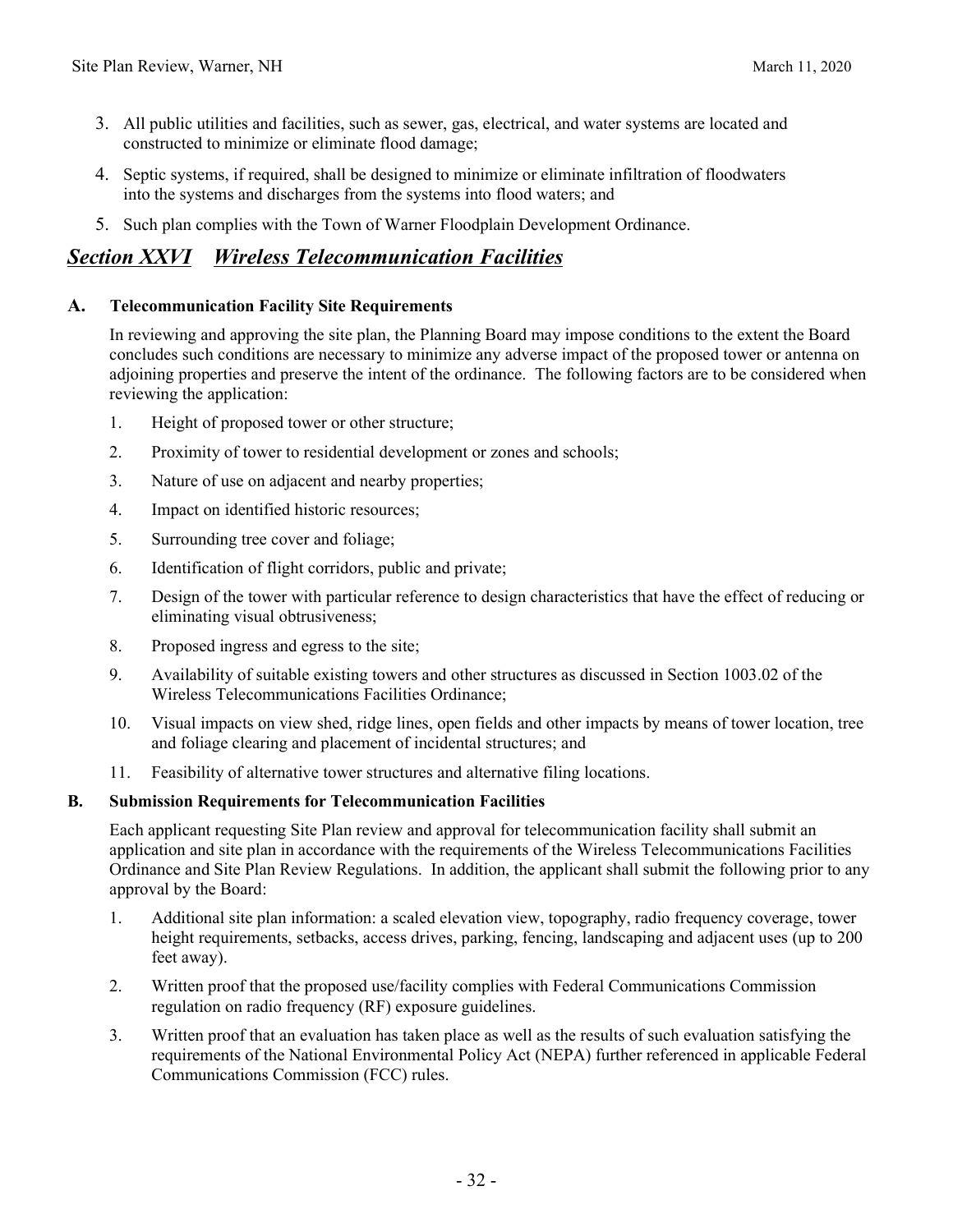3. All public utilities and facilities, such as sewer, gas, electrical, and water systems are located and constructed to minimize or eliminate flood damage;

4. Septic systems, if required, shall be designed to minimize or eliminate infiltration of floodwaters into the systems and discharges from the systems into flood waters; and

5. Such plan complies with the Town of Warner Floodplain Development Ordinance.

## ***Section XXVI Wireless Telecommunication Facilities***

### A. Telecommunication Facility Site Requirements

In reviewing and approving the site plan, the Planning Board may impose conditions to the extent the Board concludes such conditions are necessary to minimize any adverse impact of the proposed tower or antenna on adjoining properties and preserve the intent of the ordinance. The following factors are to be considered when reviewing the application:

1. Height of proposed tower or other structure;
2. Proximity of tower to residential development or zones and schools;
3. Nature of use on adjacent and nearby properties;
4. Impact on identified historic resources;
5. Surrounding tree cover and foliage;
6. Identification of flight corridors, public and private;
7. Design of the tower with particular reference to design characteristics that have the effect of reducing or eliminating visual obtrusiveness;
8. Proposed ingress and egress to the site;
9. Availability of suitable existing towers and other structures as discussed in Section 1003.02 of the Wireless Telecommunications Facilities Ordinance;
10. Visual impacts on view shed, ridge lines, open fields and other impacts by means of tower location, tree and foliage clearing and placement of incidental structures; and
11. Feasibility of alternative tower structures and alternative filing locations.

### B. Submission Requirements for Telecommunication Facilities

Each applicant requesting Site Plan review and approval for telecommunication facility shall submit an application and site plan in accordance with the requirements of the Wireless Telecommunications Facilities Ordinance and Site Plan Review Regulations. In addition, the applicant shall submit the following prior to any approval by the Board:

1. Additional site plan information: a scaled elevation view, topography, radio frequency coverage, tower height requirements, setbacks, access drives, parking, fencing, landscaping and adjacent uses (up to 200 feet away).
2. Written proof that the proposed use/facility complies with Federal Communications Commission regulation on radio frequency (RF) exposure guidelines.
3. Written proof that an evaluation has taken place as well as the results of such evaluation satisfying the requirements of the National Environmental Policy Act (NEPA) further referenced in applicable Federal Communications Commission (FCC) rules.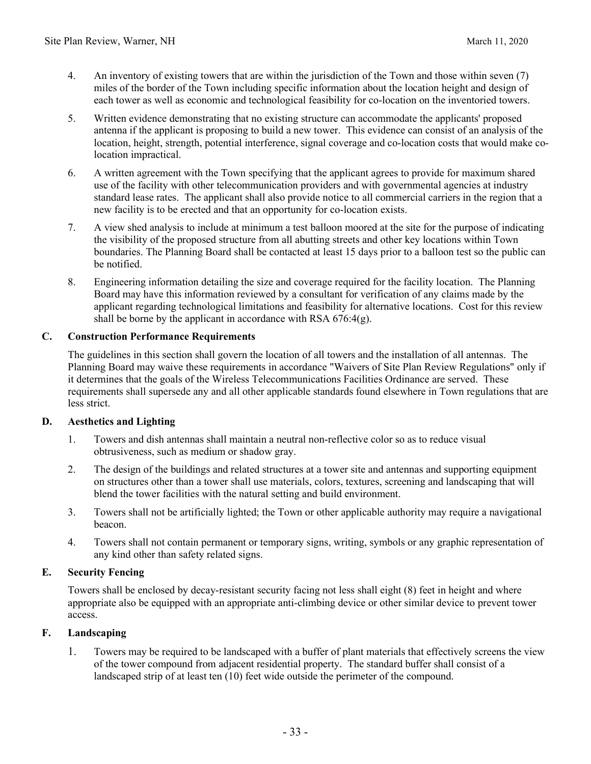4. An inventory of existing towers that are within the jurisdiction of the Town and those within seven (7) miles of the border of the Town including specific information about the location height and design of each tower as well as economic and technological feasibility for co-location on the inventoried towers.

5. Written evidence demonstrating that no existing structure can accommodate the applicants' proposed antenna if the applicant is proposing to build a new tower. This evidence can consist of an analysis of the location, height, strength, potential interference, signal coverage and co-location costs that would make co-location impractical.

6. A written agreement with the Town specifying that the applicant agrees to provide for maximum shared use of the facility with other telecommunication providers and with governmental agencies at industry standard lease rates. The applicant shall also provide notice to all commercial carriers in the region that a new facility is to be erected and that an opportunity for co-location exists.

7. A view shed analysis to include at minimum a test balloon moored at the site for the purpose of indicating the visibility of the proposed structure from all abutting streets and other key locations within Town boundaries. The Planning Board shall be contacted at least 15 days prior to a balloon test so the public can be notified.

8. Engineering information detailing the size and coverage required for the facility location. The Planning Board may have this information reviewed by a consultant for verification of any claims made by the applicant regarding technological limitations and feasibility for alternative locations. Cost for this review shall be borne by the applicant in accordance with RSA 676:4(g).

### C. Construction Performance Requirements

The guidelines in this section shall govern the location of all towers and the installation of all antennas. The Planning Board may waive these requirements in accordance "Waivers of Site Plan Review Regulations" only if it determines that the goals of the Wireless Telecommunications Facilities Ordinance are served. These requirements shall supersede any and all other applicable standards found elsewhere in Town regulations that are less strict.

### D. Aesthetics and Lighting

1. Towers and dish antennas shall maintain a neutral non-reflective color so as to reduce visual obtrusiveness, such as medium or shadow gray.

2. The design of the buildings and related structures at a tower site and antennas and supporting equipment on structures other than a tower shall use materials, colors, textures, screening and landscaping that will blend the tower facilities with the natural setting and build environment.

3. Towers shall not be artificially lighted; the Town or other applicable authority may require a navigational beacon.

4. Towers shall not contain permanent or temporary signs, writing, symbols or any graphic representation of any kind other than safety related signs.

### E. Security Fencing

Towers shall be enclosed by decay-resistant security facing not less shall eight (8) feet in height and where appropriate also be equipped with an appropriate anti-climbing device or other similar device to prevent tower access.

### F. Landscaping

1. Towers may be required to be landscaped with a buffer of plant materials that effectively screens the view of the tower compound from adjacent residential property. The standard buffer shall consist of a landscaped strip of at least ten (10) feet wide outside the perimeter of the compound.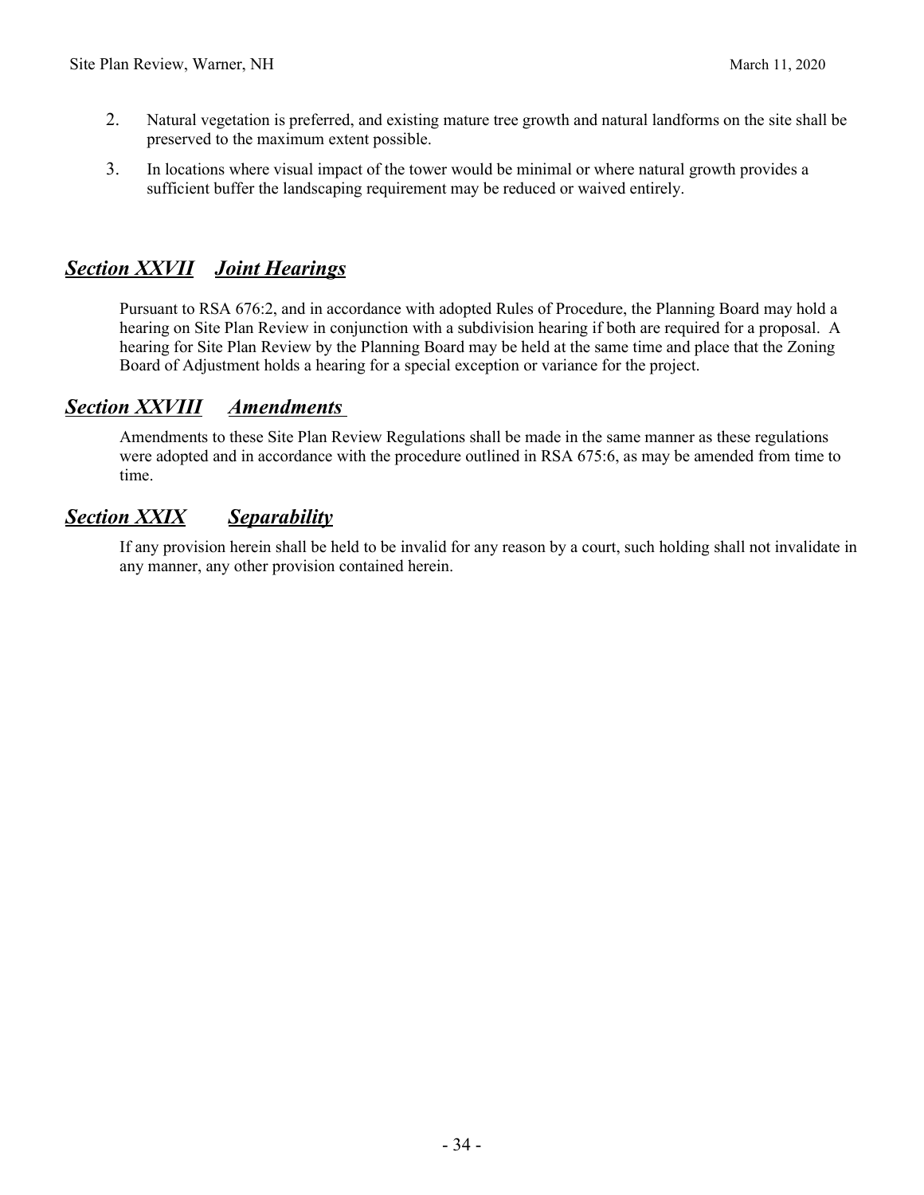2. Natural vegetation is preferred, and existing mature tree growth and natural landforms on the site shall be preserved to the maximum extent possible.
3. In locations where visual impact of the tower would be minimal or where natural growth provides a sufficient buffer the landscaping requirement may be reduced or waived entirely.

## ***Section XXVII Joint Hearings***

Pursuant to RSA 676:2, and in accordance with adopted Rules of Procedure, the Planning Board may hold a hearing on Site Plan Review in conjunction with a subdivision hearing if both are required for a proposal. A hearing for Site Plan Review by the Planning Board may be held at the same time and place that the Zoning Board of Adjustment holds a hearing for a special exception or variance for the project.

## ***Section XXVIII Amendments***

Amendments to these Site Plan Review Regulations shall be made in the same manner as these regulations were adopted and in accordance with the procedure outlined in RSA 675:6, as may be amended from time to time.

## ***Section XXIX Separability***

If any provision herein shall be held to be invalid for any reason by a court, such holding shall not invalidate in any manner, any other provision contained herein.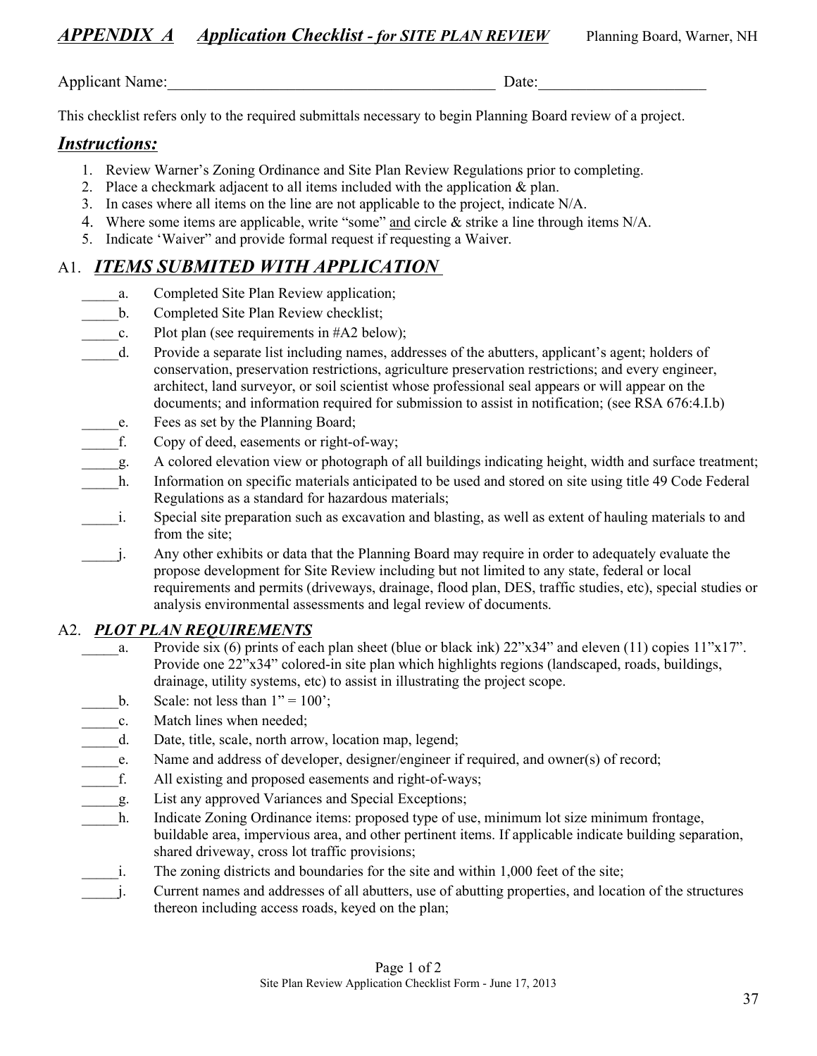## *APPENDIX A Application Checklist - for SITE PLAN REVIEW* Planning Board, Warner, NH

Applicant Name:___________________________________________ Date:_____________________

This checklist refers only to the required submittals necessary to begin Planning Board review of a project.

### *Instructions:*

1. Review Warner's Zoning Ordinance and Site Plan Review Regulations prior to completing.
2. Place a checkmark adjacent to all items included with the application & plan.
3. In cases where all items on the line are not applicable to the project, indicate N/A.
4. Where some items are applicable, write "some" and circle & strike a line through items N/A.
5. Indicate 'Waiver" and provide formal request if requesting a Waiver.

### A1. *ITEMS SUBMITED WITH APPLICATION*

_____a. Completed Site Plan Review application;

_____b. Completed Site Plan Review checklist;

_____c. Plot plan (see requirements in #A2 below);

_____d. Provide a separate list including names, addresses of the abutters, applicant's agent; holders of conservation, preservation restrictions, agriculture preservation restrictions; and every engineer, architect, land surveyor, or soil scientist whose professional seal appears or will appear on the documents; and information required for submission to assist in notification; (see RSA 676:4.I.b)

_____e. Fees as set by the Planning Board;

_____f. Copy of deed, easements or right-of-way;

_____g. A colored elevation view or photograph of all buildings indicating height, width and surface treatment;

_____h. Information on specific materials anticipated to be used and stored on site using title 49 Code Federal Regulations as a standard for hazardous materials;

_____i. Special site preparation such as excavation and blasting, as well as extent of hauling materials to and from the site;

_____j. Any other exhibits or data that the Planning Board may require in order to adequately evaluate the propose development for Site Review including but not limited to any state, federal or local requirements and permits (driveways, drainage, flood plan, DES, traffic studies, etc), special studies or analysis environmental assessments and legal review of documents.

### A2. *PLOT PLAN REQUIREMENTS*

_____a. Provide six (6) prints of each plan sheet (blue or black ink) 22"x34" and eleven (11) copies 11"x17". Provide one 22"x34" colored-in site plan which highlights regions (landscaped, roads, buildings, drainage, utility systems, etc) to assist in illustrating the project scope.

_____b. Scale: not less than 1" = 100';

_____c. Match lines when needed;

_____d. Date, title, scale, north arrow, location map, legend;

_____e. Name and address of developer, designer/engineer if required, and owner(s) of record;

_____f. All existing and proposed easements and right-of-ways;

_____g. List any approved Variances and Special Exceptions;

_____h. Indicate Zoning Ordinance items: proposed type of use, minimum lot size minimum frontage, buildable area, impervious area, and other pertinent items. If applicable indicate building separation, shared driveway, cross lot traffic provisions;

_____i. The zoning districts and boundaries for the site and within 1,000 feet of the site;

_____j. Current names and addresses of all abutters, use of abutting properties, and location of the structures thereon including access roads, keyed on the plan;

Site Plan Review Application Checklist Form - June 17, 2013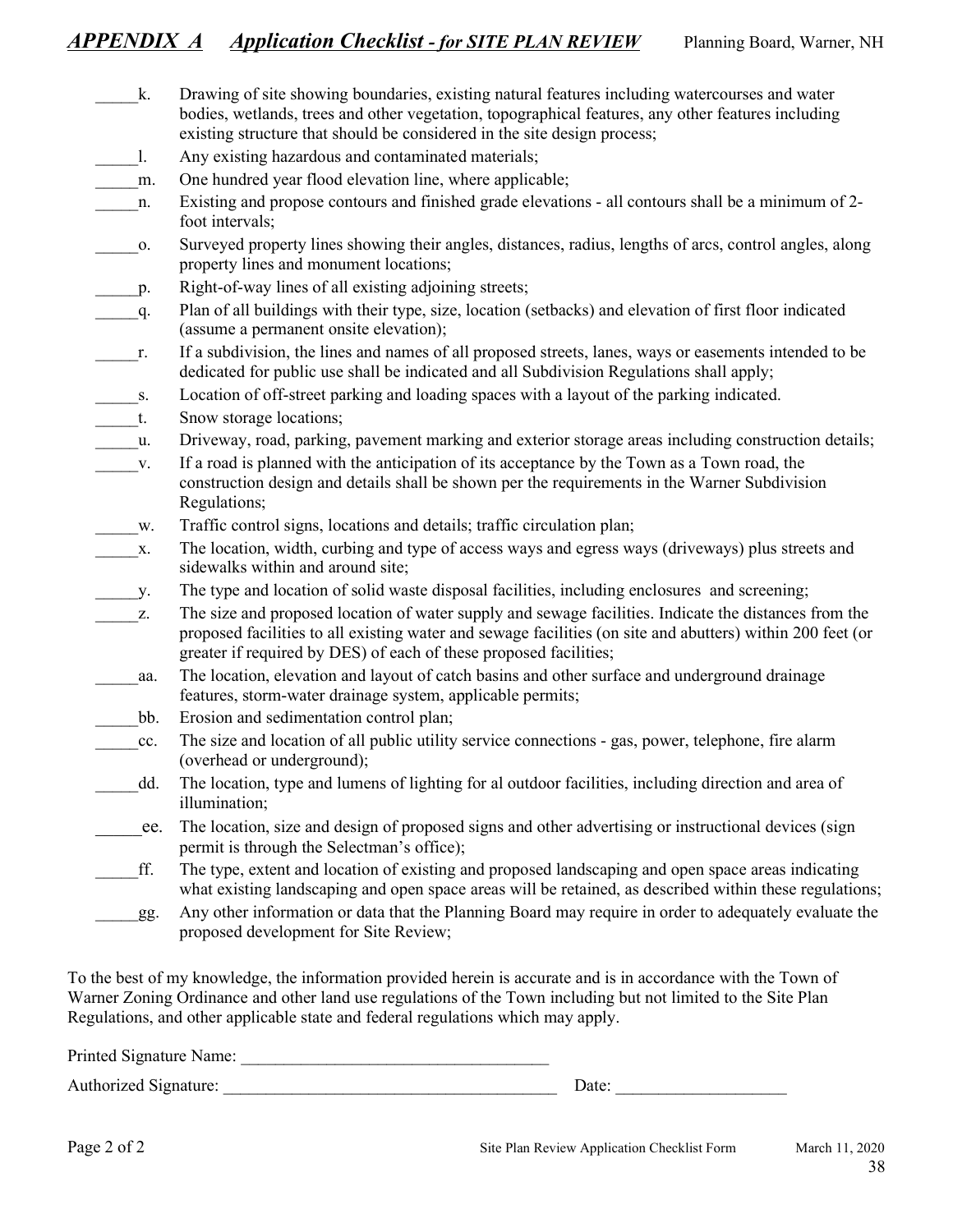## *APPENDIX A Application Checklist - for SITE PLAN REVIEW* Planning Board, Warner, NH

_____k. Drawing of site showing boundaries, existing natural features including watercourses and water bodies, wetlands, trees and other vegetation, topographical features, any other features including existing structure that should be considered in the site design process;

_____l. Any existing hazardous and contaminated materials;

_____m. One hundred year flood elevation line, where applicable;

_____n. Existing and propose contours and finished grade elevations - all contours shall be a minimum of 2-foot intervals;

_____o. Surveyed property lines showing their angles, distances, radius, lengths of arcs, control angles, along property lines and monument locations;

_____p. Right-of-way lines of all existing adjoining streets;

_____q. Plan of all buildings with their type, size, location (setbacks) and elevation of first floor indicated (assume a permanent onsite elevation);

_____r. If a subdivision, the lines and names of all proposed streets, lanes, ways or easements intended to be dedicated for public use shall be indicated and all Subdivision Regulations shall apply;

_____s. Location of off-street parking and loading spaces with a layout of the parking indicated.

_____t. Snow storage locations;

_____u. Driveway, road, parking, pavement marking and exterior storage areas including construction details;

_____v. If a road is planned with the anticipation of its acceptance by the Town as a Town road, the construction design and details shall be shown per the requirements in the Warner Subdivision Regulations;

_____w. Traffic control signs, locations and details; traffic circulation plan;

_____x. The location, width, curbing and type of access ways and egress ways (driveways) plus streets and sidewalks within and around site;

_____y. The type and location of solid waste disposal facilities, including enclosures and screening;

_____z. The size and proposed location of water supply and sewage facilities. Indicate the distances from the proposed facilities to all existing water and sewage facilities (on site and abutters) within 200 feet (or greater if required by DES) of each of these proposed facilities;

_____aa. The location, elevation and layout of catch basins and other surface and underground drainage features, storm-water drainage system, applicable permits;

_____bb. Erosion and sedimentation control plan;

_____cc. The size and location of all public utility service connections - gas, power, telephone, fire alarm (overhead or underground);

_____dd. The location, type and lumens of lighting for al outdoor facilities, including direction and area of illumination;

_____ee. The location, size and design of proposed signs and other advertising or instructional devices (sign permit is through the Selectman's office);

_____ff. The type, extent and location of existing and proposed landscaping and open space areas indicating what existing landscaping and open space areas will be retained, as described within these regulations;

_____gg. Any other information or data that the Planning Board may require in order to adequately evaluate the proposed development for Site Review;

To the best of my knowledge, the information provided herein is accurate and is in accordance with the Town of Warner Zoning Ordinance and other land use regulations of the Town including but not limited to the Site Plan Regulations, and other applicable state and federal regulations which may apply.

Printed Signature Name: ____________________________________

Authorized Signature: ________________________________________ Date: ____________________

Site Plan Review Application Checklist Form March 11, 2020